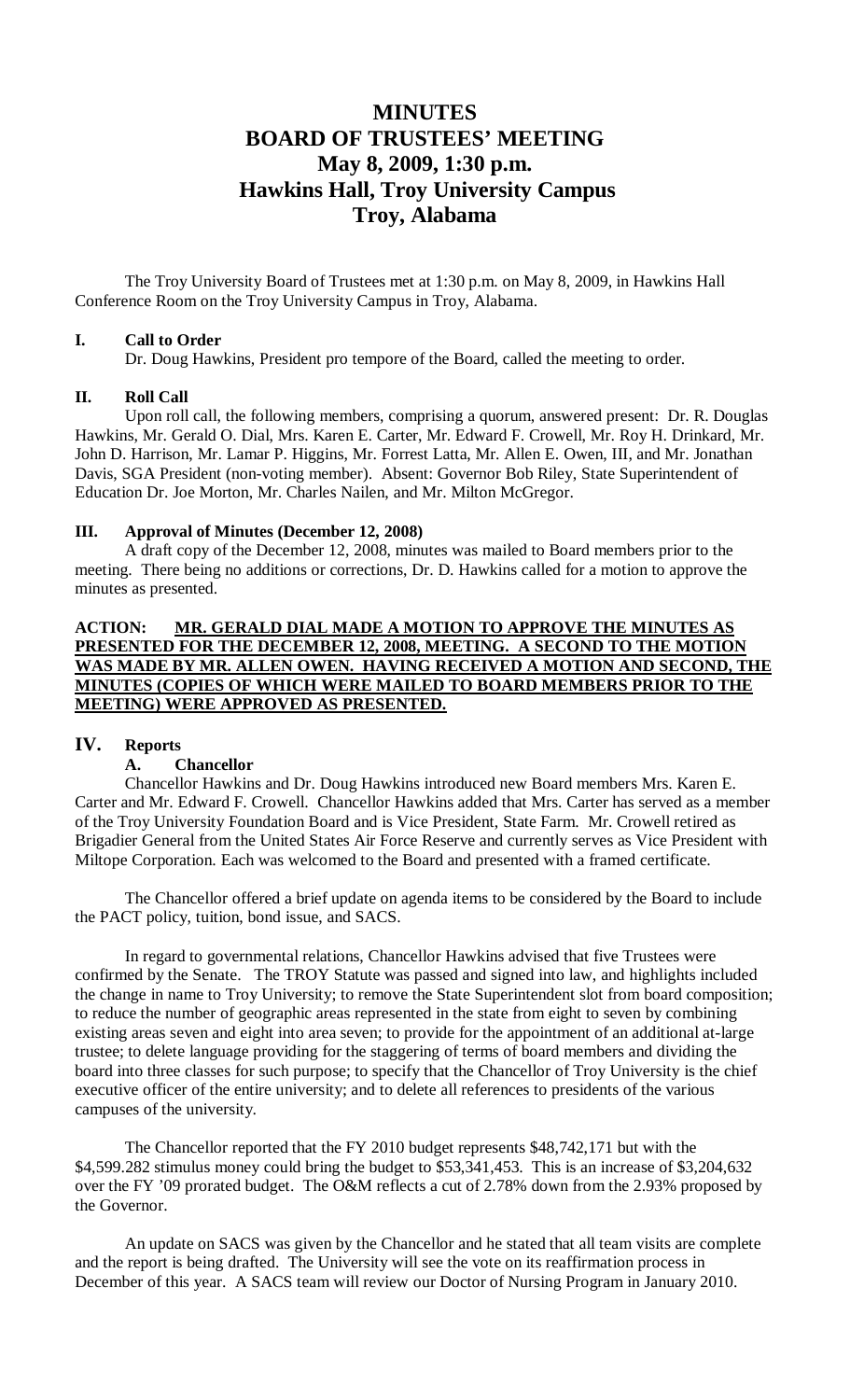# MINUTES
# BOARD OF TRUSTEES' MEETING
# May 8, 2009, 1:30 p.m.
# Hawkins Hall, Troy University Campus
# Troy, Alabama

The Troy University Board of Trustees met at 1:30 p.m. on May 8, 2009, in Hawkins Hall Conference Room on the Troy University Campus in Troy, Alabama.

## I. Call to Order

Dr. Doug Hawkins, President pro tempore of the Board, called the meeting to order.

## II. Roll Call

Upon roll call, the following members, comprising a quorum, answered present: Dr. R. Douglas Hawkins, Mr. Gerald O. Dial, Mrs. Karen E. Carter, Mr. Edward F. Crowell, Mr. Roy H. Drinkard, Mr. John D. Harrison, Mr. Lamar P. Higgins, Mr. Forrest Latta, Mr. Allen E. Owen, III, and Mr. Jonathan Davis, SGA President (non-voting member). Absent: Governor Bob Riley, State Superintendent of Education Dr. Joe Morton, Mr. Charles Nailen, and Mr. Milton McGregor.

## III. Approval of Minutes (December 12, 2008)

A draft copy of the December 12, 2008, minutes was mailed to Board members prior to the meeting. There being no additions or corrections, Dr. D. Hawkins called for a motion to approve the minutes as presented.

**ACTION: MR. GERALD DIAL MADE A MOTION TO APPROVE THE MINUTES AS PRESENTED FOR THE DECEMBER 12, 2008, MEETING. A SECOND TO THE MOTION WAS MADE BY MR. ALLEN OWEN. HAVING RECEIVED A MOTION AND SECOND, THE MINUTES (COPIES OF WHICH WERE MAILED TO BOARD MEMBERS PRIOR TO THE MEETING) WERE APPROVED AS PRESENTED.**

## IV. Reports

### A. Chancellor

Chancellor Hawkins and Dr. Doug Hawkins introduced new Board members Mrs. Karen E. Carter and Mr. Edward F. Crowell. Chancellor Hawkins added that Mrs. Carter has served as a member of the Troy University Foundation Board and is Vice President, State Farm. Mr. Crowell retired as Brigadier General from the United States Air Force Reserve and currently serves as Vice President with Miltope Corporation. Each was welcomed to the Board and presented with a framed certificate.

The Chancellor offered a brief update on agenda items to be considered by the Board to include the PACT policy, tuition, bond issue, and SACS.

In regard to governmental relations, Chancellor Hawkins advised that five Trustees were confirmed by the Senate. The TROY Statute was passed and signed into law, and highlights included the change in name to Troy University; to remove the State Superintendent slot from board composition; to reduce the number of geographic areas represented in the state from eight to seven by combining existing areas seven and eight into area seven; to provide for the appointment of an additional at-large trustee; to delete language providing for the staggering of terms of board members and dividing the board into three classes for such purpose; to specify that the Chancellor of Troy University is the chief executive officer of the entire university; and to delete all references to presidents of the various campuses of the university.

The Chancellor reported that the FY 2010 budget represents $48,742,171 but with the $4,599.282 stimulus money could bring the budget to $53,341,453. This is an increase of $3,204,632 over the FY '09 prorated budget. The O&M reflects a cut of 2.78% down from the 2.93% proposed by the Governor.

An update on SACS was given by the Chancellor and he stated that all team visits are complete and the report is being drafted. The University will see the vote on its reaffirmation process in December of this year. A SACS team will review our Doctor of Nursing Program in January 2010.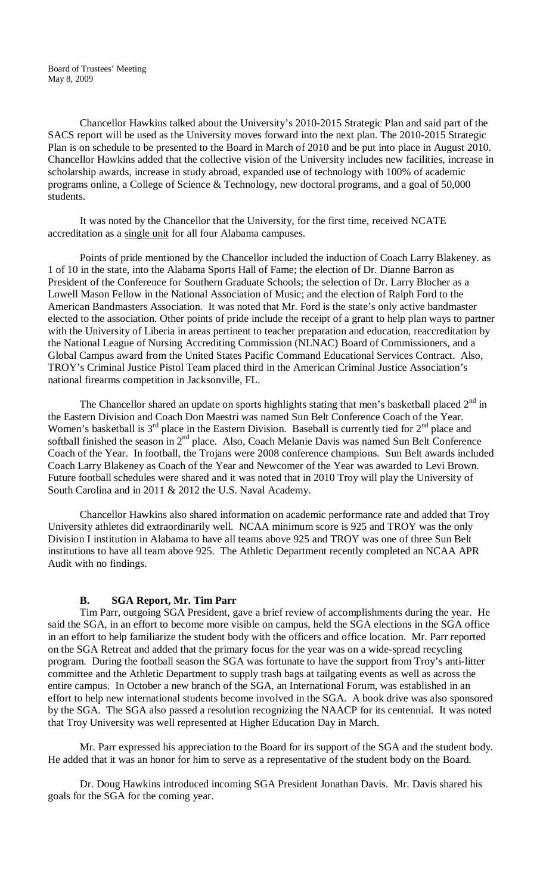Chancellor Hawkins talked about the University's 2010-2015 Strategic Plan and said part of the SACS report will be used as the University moves forward into the next plan. The 2010-2015 Strategic Plan is on schedule to be presented to the Board in March of 2010 and be put into place in August 2010. Chancellor Hawkins added that the collective vision of the University includes new facilities, increase in scholarship awards, increase in study abroad, expanded use of technology with 100% of academic programs online, a College of Science & Technology, new doctoral programs, and a goal of 50,000 students.

It was noted by the Chancellor that the University, for the first time, received NCATE accreditation as a <u>single unit</u> for all four Alabama campuses.

Points of pride mentioned by the Chancellor included the induction of Coach Larry Blakeney. as 1 of 10 in the state, into the Alabama Sports Hall of Fame; the election of Dr. Dianne Barron as President of the Conference for Southern Graduate Schools; the selection of Dr. Larry Blocher as a Lowell Mason Fellow in the National Association of Music; and the election of Ralph Ford to the American Bandmasters Association. It was noted that Mr. Ford is the state's only active bandmaster elected to the association. Other points of pride include the receipt of a grant to help plan ways to partner with the University of Liberia in areas pertinent to teacher preparation and education, reaccreditation by the National League of Nursing Accrediting Commission (NLNAC) Board of Commissioners, and a Global Campus award from the United States Pacific Command Educational Services Contract. Also, TROY's Criminal Justice Pistol Team placed third in the American Criminal Justice Association's national firearms competition in Jacksonville, FL.

The Chancellor shared an update on sports highlights stating that men's basketball placed 2nd in the Eastern Division and Coach Don Maestri was named Sun Belt Conference Coach of the Year. Women's basketball is 3rd place in the Eastern Division. Baseball is currently tied for 2nd place and softball finished the season in 2nd place. Also, Coach Melanie Davis was named Sun Belt Conference Coach of the Year. In football, the Trojans were 2008 conference champions. Sun Belt awards included Coach Larry Blakeney as Coach of the Year and Newcomer of the Year was awarded to Levi Brown. Future football schedules were shared and it was noted that in 2010 Troy will play the University of South Carolina and in 2011 & 2012 the U.S. Naval Academy.

Chancellor Hawkins also shared information on academic performance rate and added that Troy University athletes did extraordinarily well. NCAA minimum score is 925 and TROY was the only Division I institution in Alabama to have all teams above 925 and TROY was one of three Sun Belt institutions to have all team above 925. The Athletic Department recently completed an NCAA APR Audit with no findings.

### B. SGA Report, Mr. Tim Parr

Tim Parr, outgoing SGA President, gave a brief review of accomplishments during the year. He said the SGA, in an effort to become more visible on campus, held the SGA elections in the SGA office in an effort to help familiarize the student body with the officers and office location. Mr. Parr reported on the SGA Retreat and added that the primary focus for the year was on a wide-spread recycling program. During the football season the SGA was fortunate to have the support from Troy's anti-litter committee and the Athletic Department to supply trash bags at tailgating events as well as across the entire campus. In October a new branch of the SGA, an International Forum, was established in an effort to help new international students become involved in the SGA. A book drive was also sponsored by the SGA. The SGA also passed a resolution recognizing the NAACP for its centennial. It was noted that Troy University was well represented at Higher Education Day in March.

Mr. Parr expressed his appreciation to the Board for its support of the SGA and the student body. He added that it was an honor for him to serve as a representative of the student body on the Board.

Dr. Doug Hawkins introduced incoming SGA President Jonathan Davis. Mr. Davis shared his goals for the SGA for the coming year.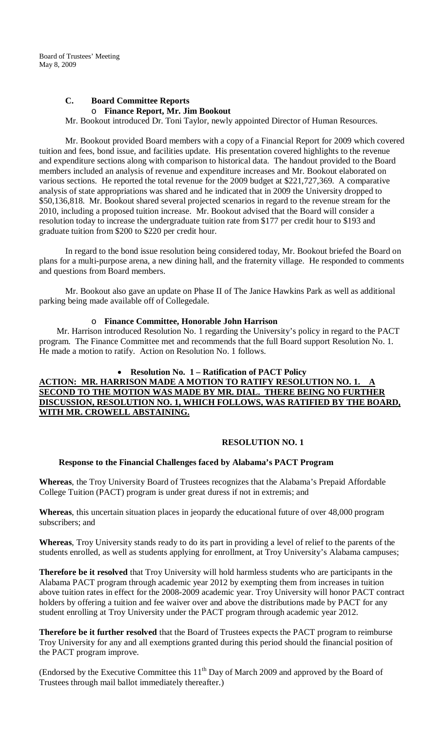## C. Board Committee Reports

- **Finance Report, Mr. Jim Bookout**

Mr. Bookout introduced Dr. Toni Taylor, newly appointed Director of Human Resources.

Mr. Bookout provided Board members with a copy of a Financial Report for 2009 which covered tuition and fees, bond issue, and facilities update. His presentation covered highlights to the revenue and expenditure sections along with comparison to historical data. The handout provided to the Board members included an analysis of revenue and expenditure increases and Mr. Bookout elaborated on various sections. He reported the total revenue for the 2009 budget at $221,727,369. A comparative analysis of state appropriations was shared and he indicated that in 2009 the University dropped to $50,136,818. Mr. Bookout shared several projected scenarios in regard to the revenue stream for the 2010, including a proposed tuition increase. Mr. Bookout advised that the Board will consider a resolution today to increase the undergraduate tuition rate from $177 per credit hour to $193 and graduate tuition from $200 to $220 per credit hour.

In regard to the bond issue resolution being considered today, Mr. Bookout briefed the Board on plans for a multi-purpose arena, a new dining hall, and the fraternity village. He responded to comments and questions from Board members.

Mr. Bookout also gave an update on Phase II of The Janice Hawkins Park as well as additional parking being made available off of Collegedale.

- **Finance Committee, Honorable John Harrison**

Mr. Harrison introduced Resolution No. 1 regarding the University's policy in regard to the PACT program. The Finance Committee met and recommends that the full Board support Resolution No. 1. He made a motion to ratify. Action on Resolution No. 1 follows.

- **Resolution No. 1 – Ratification of PACT Policy**

**ACTION: MR. HARRISON MADE A MOTION TO RATIFY RESOLUTION NO. 1. A SECOND TO THE MOTION WAS MADE BY MR. DIAL. THERE BEING NO FURTHER DISCUSSION, RESOLUTION NO. 1, WHICH FOLLOWS, WAS RATIFIED BY THE BOARD, WITH MR. CROWELL ABSTAINING.**

### RESOLUTION NO. 1

**Response to the Financial Challenges faced by Alabama's PACT Program**

**Whereas**, the Troy University Board of Trustees recognizes that the Alabama's Prepaid Affordable College Tuition (PACT) program is under great duress if not in extremis; and

**Whereas**, this uncertain situation places in jeopardy the educational future of over 48,000 program subscribers; and

**Whereas**, Troy University stands ready to do its part in providing a level of relief to the parents of the students enrolled, as well as students applying for enrollment, at Troy University's Alabama campuses;

**Therefore be it resolved** that Troy University will hold harmless students who are participants in the Alabama PACT program through academic year 2012 by exempting them from increases in tuition above tuition rates in effect for the 2008-2009 academic year. Troy University will honor PACT contract holders by offering a tuition and fee waiver over and above the distributions made by PACT for any student enrolling at Troy University under the PACT program through academic year 2012.

**Therefore be it further resolved** that the Board of Trustees expects the PACT program to reimburse Troy University for any and all exemptions granted during this period should the financial position of the PACT program improve.

(Endorsed by the Executive Committee this 11th Day of March 2009 and approved by the Board of Trustees through mail ballot immediately thereafter.)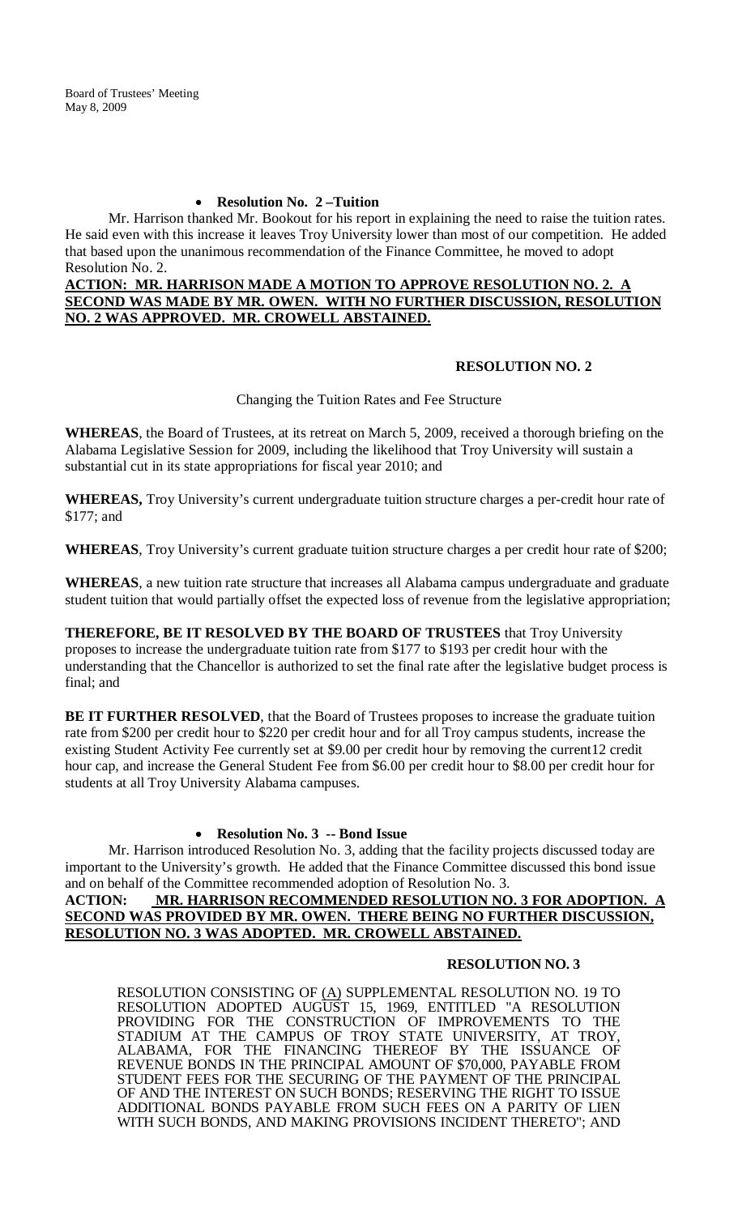- **Resolution No. 2 –Tuition**

Mr. Harrison thanked Mr. Bookout for his report in explaining the need to raise the tuition rates. He said even with this increase it leaves Troy University lower than most of our competition. He added that based upon the unanimous recommendation of the Finance Committee, he moved to adopt Resolution No. 2.

**ACTION: MR. HARRISON MADE A MOTION TO APPROVE RESOLUTION NO. 2. A SECOND WAS MADE BY MR. OWEN. WITH NO FURTHER DISCUSSION, RESOLUTION NO. 2 WAS APPROVED. MR. CROWELL ABSTAINED.**

**RESOLUTION NO. 2**

Changing the Tuition Rates and Fee Structure

**WHEREAS**, the Board of Trustees, at its retreat on March 5, 2009, received a thorough briefing on the Alabama Legislative Session for 2009, including the likelihood that Troy University will sustain a substantial cut in its state appropriations for fiscal year 2010; and

**WHEREAS,** Troy University's current undergraduate tuition structure charges a per-credit hour rate of $177; and

**WHEREAS**, Troy University's current graduate tuition structure charges a per credit hour rate of $200;

**WHEREAS**, a new tuition rate structure that increases all Alabama campus undergraduate and graduate student tuition that would partially offset the expected loss of revenue from the legislative appropriation;

**THEREFORE, BE IT RESOLVED BY THE BOARD OF TRUSTEES** that Troy University proposes to increase the undergraduate tuition rate from $177 to $193 per credit hour with the understanding that the Chancellor is authorized to set the final rate after the legislative budget process is final; and

**BE IT FURTHER RESOLVED**, that the Board of Trustees proposes to increase the graduate tuition rate from $200 per credit hour to $220 per credit hour and for all Troy campus students, increase the existing Student Activity Fee currently set at $9.00 per credit hour by removing the current12 credit hour cap, and increase the General Student Fee from $6.00 per credit hour to $8.00 per credit hour for students at all Troy University Alabama campuses.

- **Resolution No. 3 -- Bond Issue**

Mr. Harrison introduced Resolution No. 3, adding that the facility projects discussed today are important to the University's growth. He added that the Finance Committee discussed this bond issue and on behalf of the Committee recommended adoption of Resolution No. 3.

**ACTION: MR. HARRISON RECOMMENDED RESOLUTION NO. 3 FOR ADOPTION. A SECOND WAS PROVIDED BY MR. OWEN. THERE BEING NO FURTHER DISCUSSION, RESOLUTION NO. 3 WAS ADOPTED. MR. CROWELL ABSTAINED.**

**RESOLUTION NO. 3**

RESOLUTION CONSISTING OF (A) SUPPLEMENTAL RESOLUTION NO. 19 TO RESOLUTION ADOPTED AUGUST 15, 1969, ENTITLED "A RESOLUTION PROVIDING FOR THE CONSTRUCTION OF IMPROVEMENTS TO THE STADIUM AT THE CAMPUS OF TROY STATE UNIVERSITY, AT TROY, ALABAMA, FOR THE FINANCING THEREOF BY THE ISSUANCE OF REVENUE BONDS IN THE PRINCIPAL AMOUNT OF $70,000, PAYABLE FROM STUDENT FEES FOR THE SECURING OF THE PAYMENT OF THE PRINCIPAL OF AND THE INTEREST ON SUCH BONDS; RESERVING THE RIGHT TO ISSUE ADDITIONAL BONDS PAYABLE FROM SUCH FEES ON A PARITY OF LIEN WITH SUCH BONDS, AND MAKING PROVISIONS INCIDENT THERETO"; AND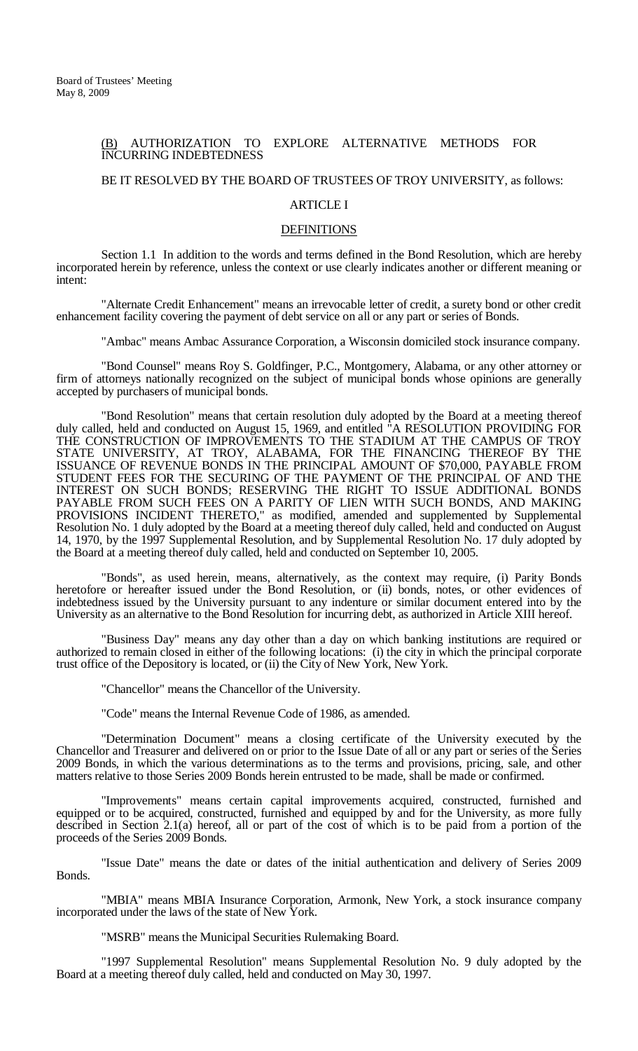(B) AUTHORIZATION TO EXPLORE ALTERNATIVE METHODS FOR INCURRING INDEBTEDNESS

BE IT RESOLVED BY THE BOARD OF TRUSTEES OF TROY UNIVERSITY, as follows:

## ARTICLE I

## DEFINITIONS

Section 1.1 In addition to the words and terms defined in the Bond Resolution, which are hereby incorporated herein by reference, unless the context or use clearly indicates another or different meaning or intent:

"Alternate Credit Enhancement" means an irrevocable letter of credit, a surety bond or other credit enhancement facility covering the payment of debt service on all or any part or series of Bonds.

"Ambac" means Ambac Assurance Corporation, a Wisconsin domiciled stock insurance company.

"Bond Counsel" means Roy S. Goldfinger, P.C., Montgomery, Alabama, or any other attorney or firm of attorneys nationally recognized on the subject of municipal bonds whose opinions are generally accepted by purchasers of municipal bonds.

"Bond Resolution" means that certain resolution duly adopted by the Board at a meeting thereof duly called, held and conducted on August 15, 1969, and entitled "A RESOLUTION PROVIDING FOR THE CONSTRUCTION OF IMPROVEMENTS TO THE STADIUM AT THE CAMPUS OF TROY STATE UNIVERSITY, AT TROY, ALABAMA, FOR THE FINANCING THEREOF BY THE ISSUANCE OF REVENUE BONDS IN THE PRINCIPAL AMOUNT OF $70,000, PAYABLE FROM STUDENT FEES FOR THE SECURING OF THE PAYMENT OF THE PRINCIPAL OF AND THE INTEREST ON SUCH BONDS; RESERVING THE RIGHT TO ISSUE ADDITIONAL BONDS PAYABLE FROM SUCH FEES ON A PARITY OF LIEN WITH SUCH BONDS, AND MAKING PROVISIONS INCIDENT THERETO," as modified, amended and supplemented by Supplemental Resolution No. 1 duly adopted by the Board at a meeting thereof duly called, held and conducted on August 14, 1970, by the 1997 Supplemental Resolution, and by Supplemental Resolution No. 17 duly adopted by the Board at a meeting thereof duly called, held and conducted on September 10, 2005.

"Bonds", as used herein, means, alternatively, as the context may require, (i) Parity Bonds heretofore or hereafter issued under the Bond Resolution, or (ii) bonds, notes, or other evidences of indebtedness issued by the University pursuant to any indenture or similar document entered into by the University as an alternative to the Bond Resolution for incurring debt, as authorized in Article XIII hereof.

"Business Day" means any day other than a day on which banking institutions are required or authorized to remain closed in either of the following locations: (i) the city in which the principal corporate trust office of the Depository is located, or (ii) the City of New York, New York.

"Chancellor" means the Chancellor of the University.

"Code" means the Internal Revenue Code of 1986, as amended.

"Determination Document" means a closing certificate of the University executed by the Chancellor and Treasurer and delivered on or prior to the Issue Date of all or any part or series of the Series 2009 Bonds, in which the various determinations as to the terms and provisions, pricing, sale, and other matters relative to those Series 2009 Bonds herein entrusted to be made, shall be made or confirmed.

"Improvements" means certain capital improvements acquired, constructed, furnished and equipped or to be acquired, constructed, furnished and equipped by and for the University, as more fully described in Section 2.1(a) hereof, all or part of the cost of which is to be paid from a portion of the proceeds of the Series 2009 Bonds.

"Issue Date" means the date or dates of the initial authentication and delivery of Series 2009 Bonds.

"MBIA" means MBIA Insurance Corporation, Armonk, New York, a stock insurance company incorporated under the laws of the state of New York.

"MSRB" means the Municipal Securities Rulemaking Board.

"1997 Supplemental Resolution" means Supplemental Resolution No. 9 duly adopted by the Board at a meeting thereof duly called, held and conducted on May 30, 1997.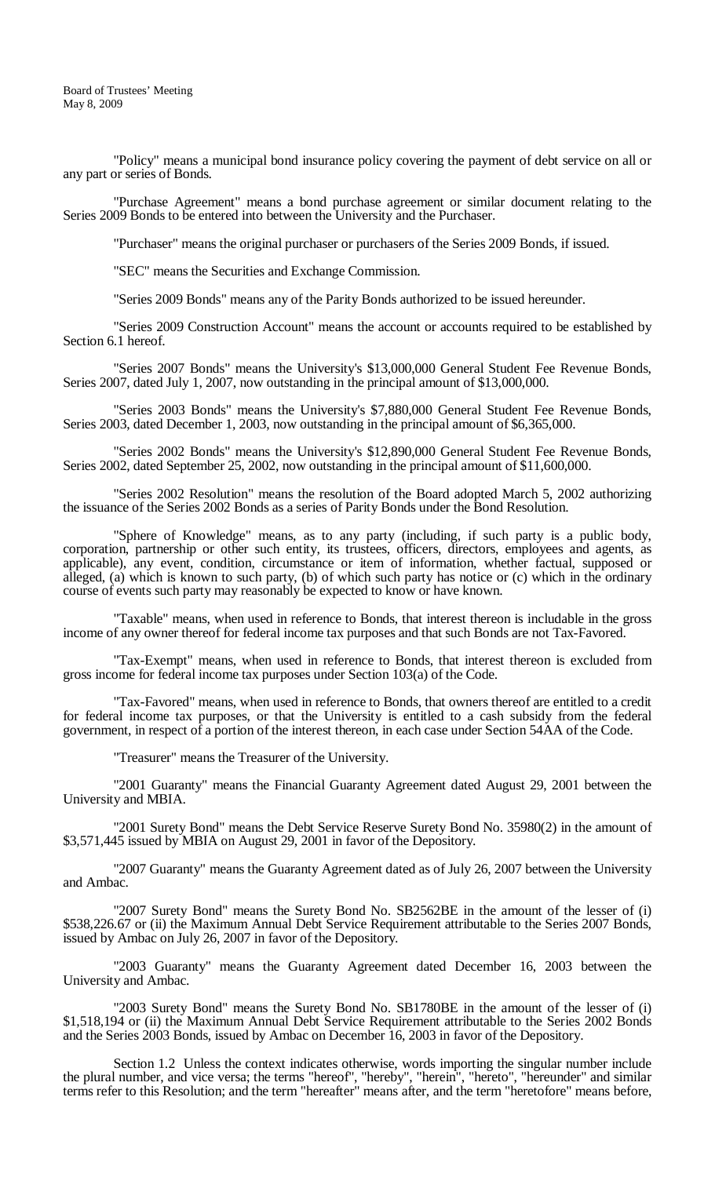"Policy" means a municipal bond insurance policy covering the payment of debt service on all or any part or series of Bonds.

"Purchase Agreement" means a bond purchase agreement or similar document relating to the Series 2009 Bonds to be entered into between the University and the Purchaser.

"Purchaser" means the original purchaser or purchasers of the Series 2009 Bonds, if issued.

"SEC" means the Securities and Exchange Commission.

"Series 2009 Bonds" means any of the Parity Bonds authorized to be issued hereunder.

"Series 2009 Construction Account" means the account or accounts required to be established by Section 6.1 hereof.

"Series 2007 Bonds" means the University's $13,000,000 General Student Fee Revenue Bonds, Series 2007, dated July 1, 2007, now outstanding in the principal amount of $13,000,000.

"Series 2003 Bonds" means the University's $7,880,000 General Student Fee Revenue Bonds, Series 2003, dated December 1, 2003, now outstanding in the principal amount of $6,365,000.

"Series 2002 Bonds" means the University's $12,890,000 General Student Fee Revenue Bonds, Series 2002, dated September 25, 2002, now outstanding in the principal amount of $11,600,000.

"Series 2002 Resolution" means the resolution of the Board adopted March 5, 2002 authorizing the issuance of the Series 2002 Bonds as a series of Parity Bonds under the Bond Resolution.

"Sphere of Knowledge" means, as to any party (including, if such party is a public body, corporation, partnership or other such entity, its trustees, officers, directors, employees and agents, as applicable), any event, condition, circumstance or item of information, whether factual, supposed or alleged, (a) which is known to such party, (b) of which such party has notice or (c) which in the ordinary course of events such party may reasonably be expected to know or have known.

"Taxable" means, when used in reference to Bonds, that interest thereon is includable in the gross income of any owner thereof for federal income tax purposes and that such Bonds are not Tax-Favored.

"Tax-Exempt" means, when used in reference to Bonds, that interest thereon is excluded from gross income for federal income tax purposes under Section 103(a) of the Code.

"Tax-Favored" means, when used in reference to Bonds, that owners thereof are entitled to a credit for federal income tax purposes, or that the University is entitled to a cash subsidy from the federal government, in respect of a portion of the interest thereon, in each case under Section 54AA of the Code.

"Treasurer" means the Treasurer of the University.

"2001 Guaranty" means the Financial Guaranty Agreement dated August 29, 2001 between the University and MBIA.

"2001 Surety Bond" means the Debt Service Reserve Surety Bond No. 35980(2) in the amount of $3,571,445 issued by MBIA on August 29, 2001 in favor of the Depository.

"2007 Guaranty" means the Guaranty Agreement dated as of July 26, 2007 between the University and Ambac.

"2007 Surety Bond" means the Surety Bond No. SB2562BE in the amount of the lesser of (i) $538,226.67 or (ii) the Maximum Annual Debt Service Requirement attributable to the Series 2007 Bonds, issued by Ambac on July 26, 2007 in favor of the Depository.

"2003 Guaranty" means the Guaranty Agreement dated December 16, 2003 between the University and Ambac.

"2003 Surety Bond" means the Surety Bond No. SB1780BE in the amount of the lesser of (i) $1,518,194 or (ii) the Maximum Annual Debt Service Requirement attributable to the Series 2002 Bonds and the Series 2003 Bonds, issued by Ambac on December 16, 2003 in favor of the Depository.

Section 1.2 Unless the context indicates otherwise, words importing the singular number include the plural number, and vice versa; the terms "hereof", "hereby", "herein", "hereto", "hereunder" and similar terms refer to this Resolution; and the term "hereafter" means after, and the term "heretofore" means before,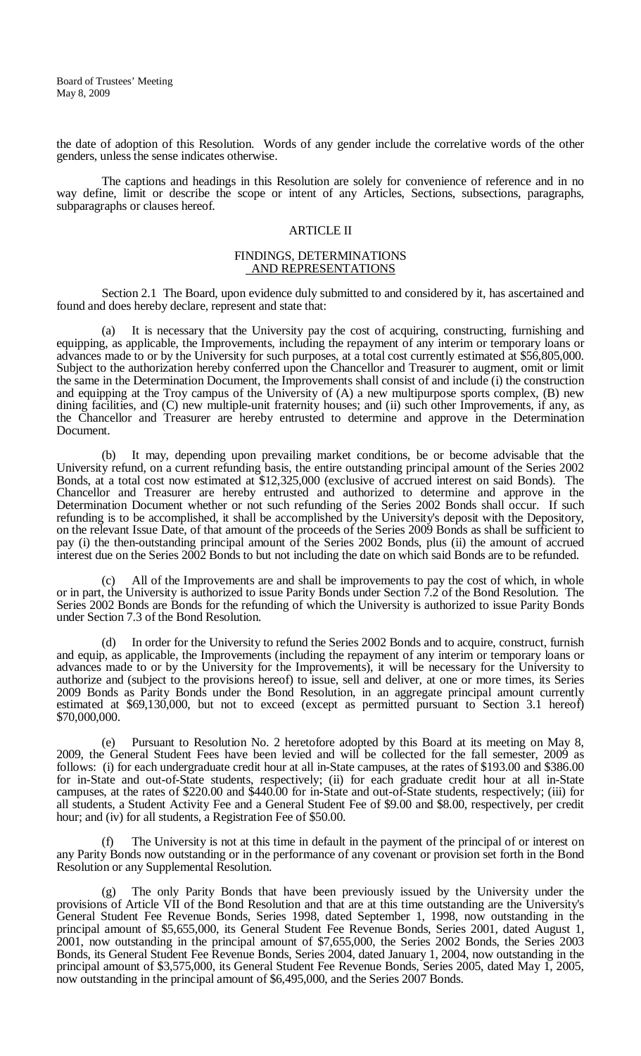the date of adoption of this Resolution. Words of any gender include the correlative words of the other genders, unless the sense indicates otherwise.

The captions and headings in this Resolution are solely for convenience of reference and in no way define, limit or describe the scope or intent of any Articles, Sections, subsections, paragraphs, subparagraphs or clauses hereof.

## ARTICLE II

### FINDINGS, DETERMINATIONS AND REPRESENTATIONS

Section 2.1 The Board, upon evidence duly submitted to and considered by it, has ascertained and found and does hereby declare, represent and state that:

(a) It is necessary that the University pay the cost of acquiring, constructing, furnishing and equipping, as applicable, the Improvements, including the repayment of any interim or temporary loans or advances made to or by the University for such purposes, at a total cost currently estimated at $56,805,000. Subject to the authorization hereby conferred upon the Chancellor and Treasurer to augment, omit or limit the same in the Determination Document, the Improvements shall consist of and include (i) the construction and equipping at the Troy campus of the University of (A) a new multipurpose sports complex, (B) new dining facilities, and (C) new multiple-unit fraternity houses; and (ii) such other Improvements, if any, as the Chancellor and Treasurer are hereby entrusted to determine and approve in the Determination Document.

(b) It may, depending upon prevailing market conditions, be or become advisable that the University refund, on a current refunding basis, the entire outstanding principal amount of the Series 2002 Bonds, at a total cost now estimated at $12,325,000 (exclusive of accrued interest on said Bonds). The Chancellor and Treasurer are hereby entrusted and authorized to determine and approve in the Determination Document whether or not such refunding of the Series 2002 Bonds shall occur. If such refunding is to be accomplished, it shall be accomplished by the University's deposit with the Depository, on the relevant Issue Date, of that amount of the proceeds of the Series 2009 Bonds as shall be sufficient to pay (i) the then-outstanding principal amount of the Series 2002 Bonds, plus (ii) the amount of accrued interest due on the Series 2002 Bonds to but not including the date on which said Bonds are to be refunded.

(c) All of the Improvements are and shall be improvements to pay the cost of which, in whole or in part, the University is authorized to issue Parity Bonds under Section 7.2 of the Bond Resolution. The Series 2002 Bonds are Bonds for the refunding of which the University is authorized to issue Parity Bonds under Section 7.3 of the Bond Resolution.

(d) In order for the University to refund the Series 2002 Bonds and to acquire, construct, furnish and equip, as applicable, the Improvements (including the repayment of any interim or temporary loans or advances made to or by the University for the Improvements), it will be necessary for the University to authorize and (subject to the provisions hereof) to issue, sell and deliver, at one or more times, its Series 2009 Bonds as Parity Bonds under the Bond Resolution, in an aggregate principal amount currently estimated at $69,130,000, but not to exceed (except as permitted pursuant to Section 3.1 hereof) $70,000,000.

(e) Pursuant to Resolution No. 2 heretofore adopted by this Board at its meeting on May 8, 2009, the General Student Fees have been levied and will be collected for the fall semester, 2009 as follows: (i) for each undergraduate credit hour at all in-State campuses, at the rates of $193.00 and $386.00 for in-State and out-of-State students, respectively; (ii) for each graduate credit hour at all in-State campuses, at the rates of $220.00 and $440.00 for in-State and out-of-State students, respectively; (iii) for all students, a Student Activity Fee and a General Student Fee of $9.00 and $8.00, respectively, per credit hour; and (iv) for all students, a Registration Fee of $50.00.

(f) The University is not at this time in default in the payment of the principal of or interest on any Parity Bonds now outstanding or in the performance of any covenant or provision set forth in the Bond Resolution or any Supplemental Resolution.

(g) The only Parity Bonds that have been previously issued by the University under the provisions of Article VII of the Bond Resolution and that are at this time outstanding are the University's General Student Fee Revenue Bonds, Series 1998, dated September 1, 1998, now outstanding in the principal amount of $5,655,000, its General Student Fee Revenue Bonds, Series 2001, dated August 1, 2001, now outstanding in the principal amount of $7,655,000, the Series 2002 Bonds, the Series 2003 Bonds, its General Student Fee Revenue Bonds, Series 2004, dated January 1, 2004, now outstanding in the principal amount of $3,575,000, its General Student Fee Revenue Bonds, Series 2005, dated May 1, 2005, now outstanding in the principal amount of $6,495,000, and the Series 2007 Bonds.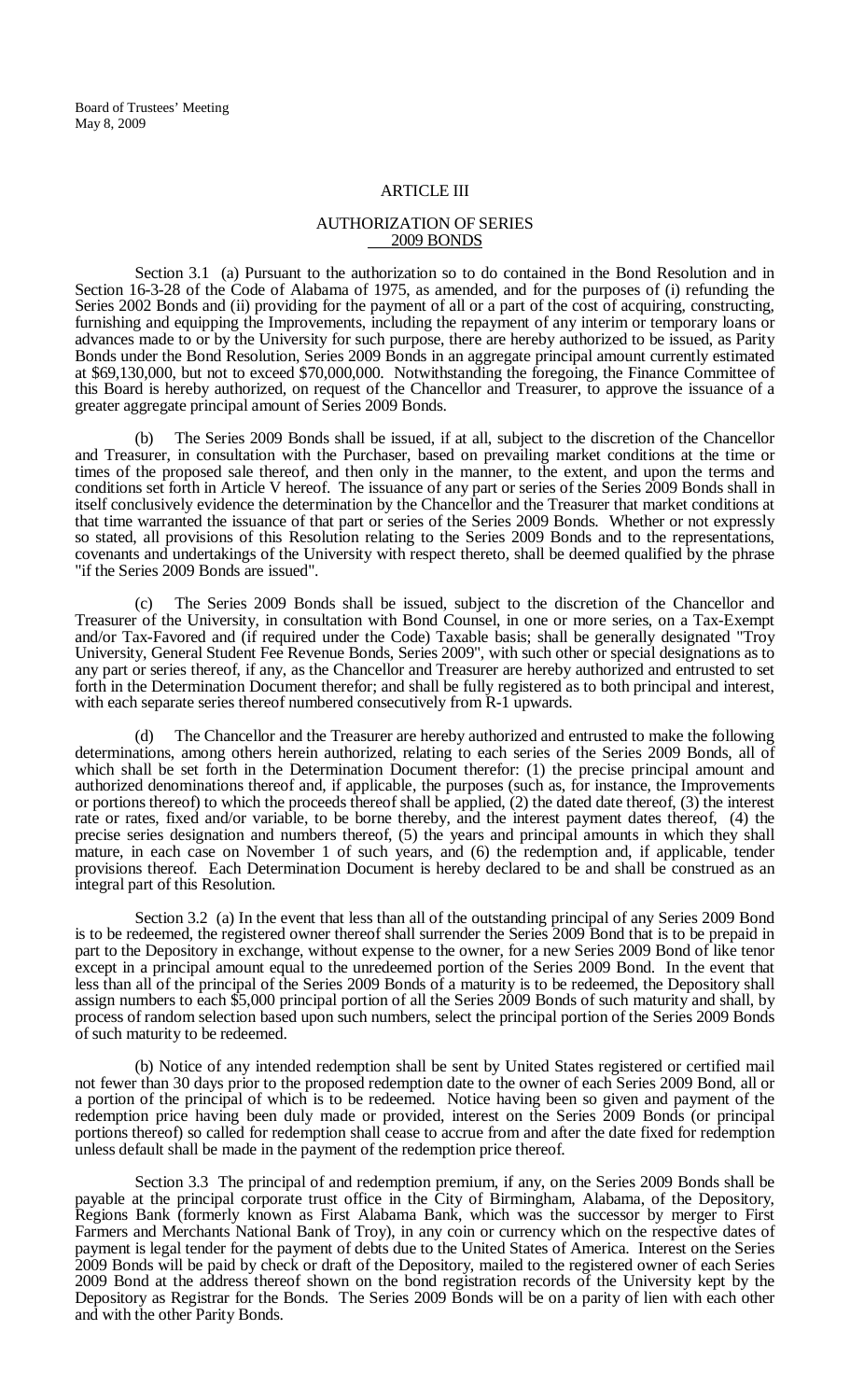## ARTICLE III

## AUTHORIZATION OF SERIES 2009 BONDS

Section 3.1 (a) Pursuant to the authorization so to do contained in the Bond Resolution and in Section 16-3-28 of the Code of Alabama of 1975, as amended, and for the purposes of (i) refunding the Series 2002 Bonds and (ii) providing for the payment of all or a part of the cost of acquiring, constructing, furnishing and equipping the Improvements, including the repayment of any interim or temporary loans or advances made to or by the University for such purpose, there are hereby authorized to be issued, as Parity Bonds under the Bond Resolution, Series 2009 Bonds in an aggregate principal amount currently estimated at $69,130,000, but not to exceed $70,000,000. Notwithstanding the foregoing, the Finance Committee of this Board is hereby authorized, on request of the Chancellor and Treasurer, to approve the issuance of a greater aggregate principal amount of Series 2009 Bonds.

(b) The Series 2009 Bonds shall be issued, if at all, subject to the discretion of the Chancellor and Treasurer, in consultation with the Purchaser, based on prevailing market conditions at the time or times of the proposed sale thereof, and then only in the manner, to the extent, and upon the terms and conditions set forth in Article V hereof. The issuance of any part or series of the Series 2009 Bonds shall in itself conclusively evidence the determination by the Chancellor and the Treasurer that market conditions at that time warranted the issuance of that part or series of the Series 2009 Bonds. Whether or not expressly so stated, all provisions of this Resolution relating to the Series 2009 Bonds and to the representations, covenants and undertakings of the University with respect thereto, shall be deemed qualified by the phrase "if the Series 2009 Bonds are issued".

(c) The Series 2009 Bonds shall be issued, subject to the discretion of the Chancellor and Treasurer of the University, in consultation with Bond Counsel, in one or more series, on a Tax-Exempt and/or Tax-Favored and (if required under the Code) Taxable basis; shall be generally designated "Troy University, General Student Fee Revenue Bonds, Series 2009", with such other or special designations as to any part or series thereof, if any, as the Chancellor and Treasurer are hereby authorized and entrusted to set forth in the Determination Document therefor; and shall be fully registered as to both principal and interest, with each separate series thereof numbered consecutively from R-1 upwards.

(d) The Chancellor and the Treasurer are hereby authorized and entrusted to make the following determinations, among others herein authorized, relating to each series of the Series 2009 Bonds, all of which shall be set forth in the Determination Document therefor: (1) the precise principal amount and authorized denominations thereof and, if applicable, the purposes (such as, for instance, the Improvements or portions thereof) to which the proceeds thereof shall be applied, (2) the dated date thereof, (3) the interest rate or rates, fixed and/or variable, to be borne thereby, and the interest payment dates thereof, (4) the precise series designation and numbers thereof, (5) the years and principal amounts in which they shall mature, in each case on November 1 of such years, and (6) the redemption and, if applicable, tender provisions thereof. Each Determination Document is hereby declared to be and shall be construed as an integral part of this Resolution.

Section 3.2 (a) In the event that less than all of the outstanding principal of any Series 2009 Bond is to be redeemed, the registered owner thereof shall surrender the Series 2009 Bond that is to be prepaid in part to the Depository in exchange, without expense to the owner, for a new Series 2009 Bond of like tenor except in a principal amount equal to the unredeemed portion of the Series 2009 Bond. In the event that less than all of the principal of the Series 2009 Bonds of a maturity is to be redeemed, the Depository shall assign numbers to each $5,000 principal portion of all the Series 2009 Bonds of such maturity and shall, by process of random selection based upon such numbers, select the principal portion of the Series 2009 Bonds of such maturity to be redeemed.

(b) Notice of any intended redemption shall be sent by United States registered or certified mail not fewer than 30 days prior to the proposed redemption date to the owner of each Series 2009 Bond, all or a portion of the principal of which is to be redeemed. Notice having been so given and payment of the redemption price having been duly made or provided, interest on the Series 2009 Bonds (or principal portions thereof) so called for redemption shall cease to accrue from and after the date fixed for redemption unless default shall be made in the payment of the redemption price thereof.

Section 3.3 The principal of and redemption premium, if any, on the Series 2009 Bonds shall be payable at the principal corporate trust office in the City of Birmingham, Alabama, of the Depository, Regions Bank (formerly known as First Alabama Bank, which was the successor by merger to First Farmers and Merchants National Bank of Troy), in any coin or currency which on the respective dates of payment is legal tender for the payment of debts due to the United States of America. Interest on the Series 2009 Bonds will be paid by check or draft of the Depository, mailed to the registered owner of each Series 2009 Bond at the address thereof shown on the bond registration records of the University kept by the Depository as Registrar for the Bonds. The Series 2009 Bonds will be on a parity of lien with each other and with the other Parity Bonds.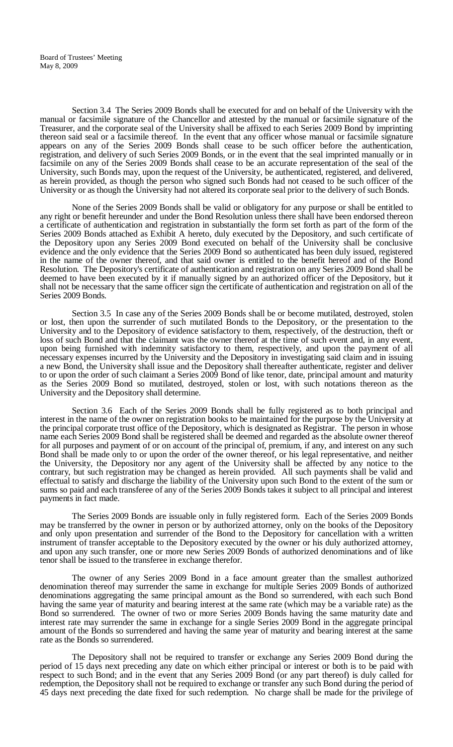Section 3.4 The Series 2009 Bonds shall be executed for and on behalf of the University with the manual or facsimile signature of the Chancellor and attested by the manual or facsimile signature of the Treasurer, and the corporate seal of the University shall be affixed to each Series 2009 Bond by imprinting thereon said seal or a facsimile thereof. In the event that any officer whose manual or facsimile signature appears on any of the Series 2009 Bonds shall cease to be such officer before the authentication, registration, and delivery of such Series 2009 Bonds, or in the event that the seal imprinted manually or in facsimile on any of the Series 2009 Bonds shall cease to be an accurate representation of the seal of the University, such Bonds may, upon the request of the University, be authenticated, registered, and delivered, as herein provided, as though the person who signed such Bonds had not ceased to be such officer of the University or as though the University had not altered its corporate seal prior to the delivery of such Bonds.

None of the Series 2009 Bonds shall be valid or obligatory for any purpose or shall be entitled to any right or benefit hereunder and under the Bond Resolution unless there shall have been endorsed thereon a certificate of authentication and registration in substantially the form set forth as part of the form of the Series 2009 Bonds attached as Exhibit A hereto, duly executed by the Depository, and such certificate of the Depository upon any Series 2009 Bond executed on behalf of the University shall be conclusive evidence and the only evidence that the Series 2009 Bond so authenticated has been duly issued, registered in the name of the owner thereof, and that said owner is entitled to the benefit hereof and of the Bond Resolution. The Depository's certificate of authentication and registration on any Series 2009 Bond shall be deemed to have been executed by it if manually signed by an authorized officer of the Depository, but it shall not be necessary that the same officer sign the certificate of authentication and registration on all of the Series 2009 Bonds.

Section 3.5 In case any of the Series 2009 Bonds shall be or become mutilated, destroyed, stolen or lost, then upon the surrender of such mutilated Bonds to the Depository, or the presentation to the University and to the Depository of evidence satisfactory to them, respectively, of the destruction, theft or loss of such Bond and that the claimant was the owner thereof at the time of such event and, in any event, upon being furnished with indemnity satisfactory to them, respectively, and upon the payment of all necessary expenses incurred by the University and the Depository in investigating said claim and in issuing a new Bond, the University shall issue and the Depository shall thereafter authenticate, register and deliver to or upon the order of such claimant a Series 2009 Bond of like tenor, date, principal amount and maturity as the Series 2009 Bond so mutilated, destroyed, stolen or lost, with such notations thereon as the University and the Depository shall determine.

Section 3.6 Each of the Series 2009 Bonds shall be fully registered as to both principal and interest in the name of the owner on registration books to be maintained for the purpose by the University at the principal corporate trust office of the Depository, which is designated as Registrar. The person in whose name each Series 2009 Bond shall be registered shall be deemed and regarded as the absolute owner thereof for all purposes and payment of or on account of the principal of, premium, if any, and interest on any such Bond shall be made only to or upon the order of the owner thereof, or his legal representative, and neither the University, the Depository nor any agent of the University shall be affected by any notice to the contrary, but such registration may be changed as herein provided. All such payments shall be valid and effectual to satisfy and discharge the liability of the University upon such Bond to the extent of the sum or sums so paid and each transferee of any of the Series 2009 Bonds takes it subject to all principal and interest payments in fact made.

The Series 2009 Bonds are issuable only in fully registered form. Each of the Series 2009 Bonds may be transferred by the owner in person or by authorized attorney, only on the books of the Depository and only upon presentation and surrender of the Bond to the Depository for cancellation with a written instrument of transfer acceptable to the Depository executed by the owner or his duly authorized attorney, and upon any such transfer, one or more new Series 2009 Bonds of authorized denominations and of like tenor shall be issued to the transferee in exchange therefor.

The owner of any Series 2009 Bond in a face amount greater than the smallest authorized denomination thereof may surrender the same in exchange for multiple Series 2009 Bonds of authorized denominations aggregating the same principal amount as the Bond so surrendered, with each such Bond having the same year of maturity and bearing interest at the same rate (which may be a variable rate) as the Bond so surrendered. The owner of two or more Series 2009 Bonds having the same maturity date and interest rate may surrender the same in exchange for a single Series 2009 Bond in the aggregate principal amount of the Bonds so surrendered and having the same year of maturity and bearing interest at the same rate as the Bonds so surrendered.

The Depository shall not be required to transfer or exchange any Series 2009 Bond during the period of 15 days next preceding any date on which either principal or interest or both is to be paid with respect to such Bond; and in the event that any Series 2009 Bond (or any part thereof) is duly called for redemption, the Depository shall not be required to exchange or transfer any such Bond during the period of 45 days next preceding the date fixed for such redemption. No charge shall be made for the privilege of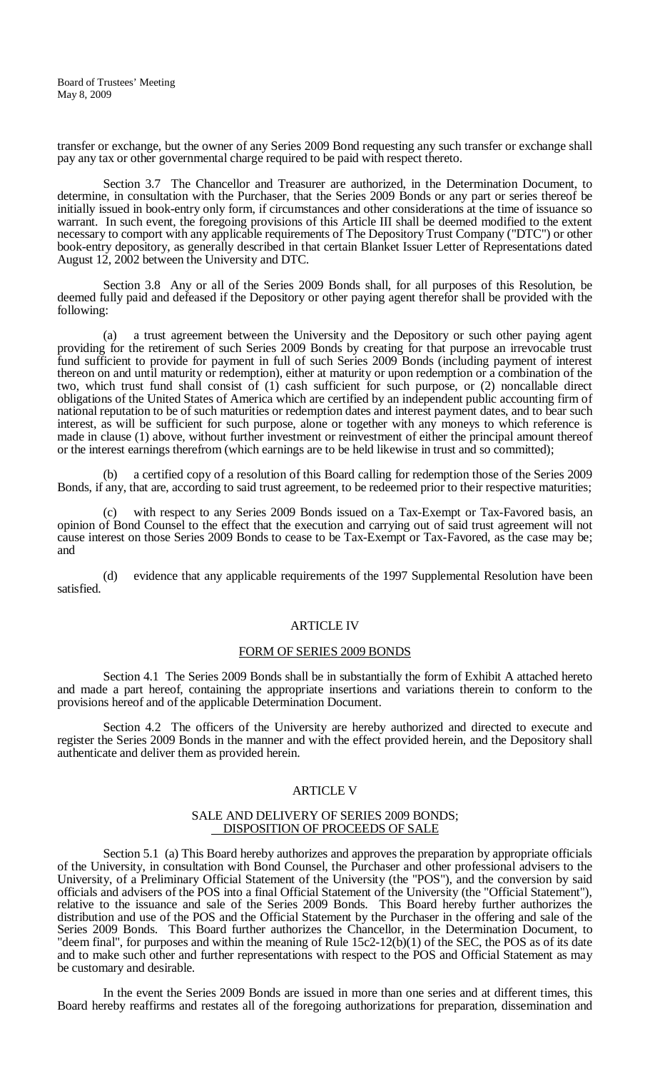transfer or exchange, but the owner of any Series 2009 Bond requesting any such transfer or exchange shall pay any tax or other governmental charge required to be paid with respect thereto.

Section 3.7 The Chancellor and Treasurer are authorized, in the Determination Document, to determine, in consultation with the Purchaser, that the Series 2009 Bonds or any part or series thereof be initially issued in book-entry only form, if circumstances and other considerations at the time of issuance so warrant. In such event, the foregoing provisions of this Article III shall be deemed modified to the extent necessary to comport with any applicable requirements of The Depository Trust Company ("DTC") or other book-entry depository, as generally described in that certain Blanket Issuer Letter of Representations dated August 12, 2002 between the University and DTC.

Section 3.8 Any or all of the Series 2009 Bonds shall, for all purposes of this Resolution, be deemed fully paid and defeased if the Depository or other paying agent therefor shall be provided with the following:

(a) a trust agreement between the University and the Depository or such other paying agent providing for the retirement of such Series 2009 Bonds by creating for that purpose an irrevocable trust fund sufficient to provide for payment in full of such Series 2009 Bonds (including payment of interest thereon on and until maturity or redemption), either at maturity or upon redemption or a combination of the two, which trust fund shall consist of (1) cash sufficient for such purpose, or (2) noncallable direct obligations of the United States of America which are certified by an independent public accounting firm of national reputation to be of such maturities or redemption dates and interest payment dates, and to bear such interest, as will be sufficient for such purpose, alone or together with any moneys to which reference is made in clause (1) above, without further investment or reinvestment of either the principal amount thereof or the interest earnings therefrom (which earnings are to be held likewise in trust and so committed);

(b) a certified copy of a resolution of this Board calling for redemption those of the Series 2009 Bonds, if any, that are, according to said trust agreement, to be redeemed prior to their respective maturities;

(c) with respect to any Series 2009 Bonds issued on a Tax-Exempt or Tax-Favored basis, an opinion of Bond Counsel to the effect that the execution and carrying out of said trust agreement will not cause interest on those Series 2009 Bonds to cease to be Tax-Exempt or Tax-Favored, as the case may be; and

(d) evidence that any applicable requirements of the 1997 Supplemental Resolution have been satisfied.

## ARTICLE IV

## FORM OF SERIES 2009 BONDS

Section 4.1 The Series 2009 Bonds shall be in substantially the form of Exhibit A attached hereto and made a part hereof, containing the appropriate insertions and variations therein to conform to the provisions hereof and of the applicable Determination Document.

Section 4.2 The officers of the University are hereby authorized and directed to execute and register the Series 2009 Bonds in the manner and with the effect provided herein, and the Depository shall authenticate and deliver them as provided herein.

## ARTICLE V

## SALE AND DELIVERY OF SERIES 2009 BONDS; DISPOSITION OF PROCEEDS OF SALE

Section 5.1 (a) This Board hereby authorizes and approves the preparation by appropriate officials of the University, in consultation with Bond Counsel, the Purchaser and other professional advisers to the University, of a Preliminary Official Statement of the University (the "POS"), and the conversion by said officials and advisers of the POS into a final Official Statement of the University (the "Official Statement"), relative to the issuance and sale of the Series 2009 Bonds. This Board hereby further authorizes the distribution and use of the POS and the Official Statement by the Purchaser in the offering and sale of the Series 2009 Bonds. This Board further authorizes the Chancellor, in the Determination Document, to "deem final", for purposes and within the meaning of Rule 15c2-12(b)(1) of the SEC, the POS as of its date and to make such other and further representations with respect to the POS and Official Statement as may be customary and desirable.

In the event the Series 2009 Bonds are issued in more than one series and at different times, this Board hereby reaffirms and restates all of the foregoing authorizations for preparation, dissemination and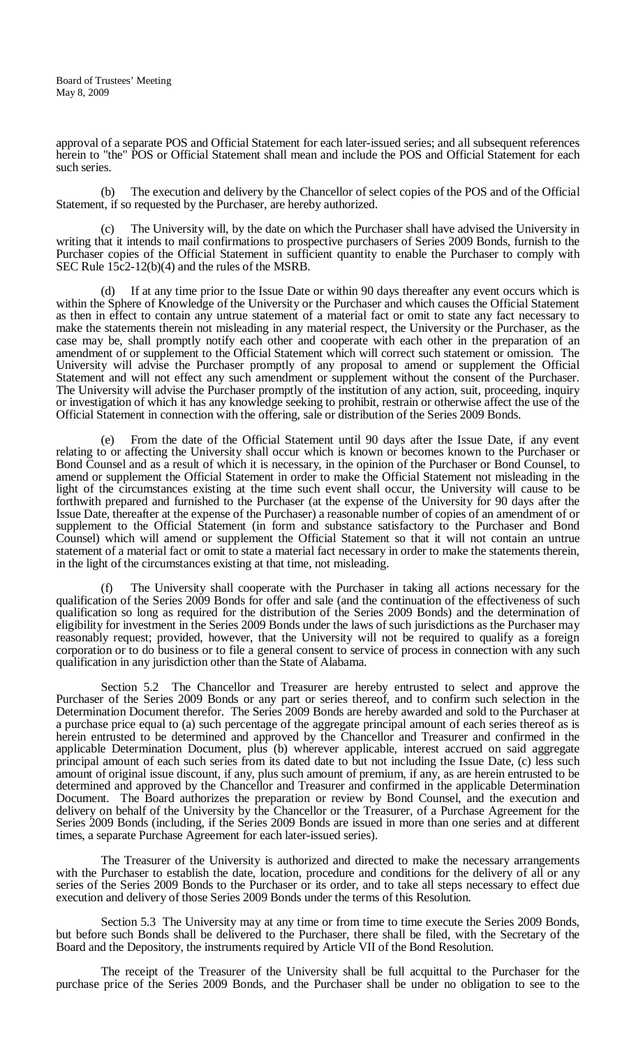approval of a separate POS and Official Statement for each later-issued series; and all subsequent references herein to "the" POS or Official Statement shall mean and include the POS and Official Statement for each such series.

(b) The execution and delivery by the Chancellor of select copies of the POS and of the Official Statement, if so requested by the Purchaser, are hereby authorized.

(c) The University will, by the date on which the Purchaser shall have advised the University in writing that it intends to mail confirmations to prospective purchasers of Series 2009 Bonds, furnish to the Purchaser copies of the Official Statement in sufficient quantity to enable the Purchaser to comply with SEC Rule 15c2-12(b)(4) and the rules of the MSRB.

(d) If at any time prior to the Issue Date or within 90 days thereafter any event occurs which is within the Sphere of Knowledge of the University or the Purchaser and which causes the Official Statement as then in effect to contain any untrue statement of a material fact or omit to state any fact necessary to make the statements therein not misleading in any material respect, the University or the Purchaser, as the case may be, shall promptly notify each other and cooperate with each other in the preparation of an amendment of or supplement to the Official Statement which will correct such statement or omission. The University will advise the Purchaser promptly of any proposal to amend or supplement the Official Statement and will not effect any such amendment or supplement without the consent of the Purchaser. The University will advise the Purchaser promptly of the institution of any action, suit, proceeding, inquiry or investigation of which it has any knowledge seeking to prohibit, restrain or otherwise affect the use of the Official Statement in connection with the offering, sale or distribution of the Series 2009 Bonds.

(e) From the date of the Official Statement until 90 days after the Issue Date, if any event relating to or affecting the University shall occur which is known or becomes known to the Purchaser or Bond Counsel and as a result of which it is necessary, in the opinion of the Purchaser or Bond Counsel, to amend or supplement the Official Statement in order to make the Official Statement not misleading in the light of the circumstances existing at the time such event shall occur, the University will cause to be forthwith prepared and furnished to the Purchaser (at the expense of the University for 90 days after the Issue Date, thereafter at the expense of the Purchaser) a reasonable number of copies of an amendment of or supplement to the Official Statement (in form and substance satisfactory to the Purchaser and Bond Counsel) which will amend or supplement the Official Statement so that it will not contain an untrue statement of a material fact or omit to state a material fact necessary in order to make the statements therein, in the light of the circumstances existing at that time, not misleading.

(f) The University shall cooperate with the Purchaser in taking all actions necessary for the qualification of the Series 2009 Bonds for offer and sale (and the continuation of the effectiveness of such qualification so long as required for the distribution of the Series 2009 Bonds) and the determination of eligibility for investment in the Series 2009 Bonds under the laws of such jurisdictions as the Purchaser may reasonably request; provided, however, that the University will not be required to qualify as a foreign corporation or to do business or to file a general consent to service of process in connection with any such qualification in any jurisdiction other than the State of Alabama.

Section 5.2 The Chancellor and Treasurer are hereby entrusted to select and approve the Purchaser of the Series 2009 Bonds or any part or series thereof, and to confirm such selection in the Determination Document therefor. The Series 2009 Bonds are hereby awarded and sold to the Purchaser at a purchase price equal to (a) such percentage of the aggregate principal amount of each series thereof as is herein entrusted to be determined and approved by the Chancellor and Treasurer and confirmed in the applicable Determination Document, plus (b) wherever applicable, interest accrued on said aggregate principal amount of each such series from its dated date to but not including the Issue Date, (c) less such amount of original issue discount, if any, plus such amount of premium, if any, as are herein entrusted to be determined and approved by the Chancellor and Treasurer and confirmed in the applicable Determination Document. The Board authorizes the preparation or review by Bond Counsel, and the execution and delivery on behalf of the University by the Chancellor or the Treasurer, of a Purchase Agreement for the Series 2009 Bonds (including, if the Series 2009 Bonds are issued in more than one series and at different times, a separate Purchase Agreement for each later-issued series).

The Treasurer of the University is authorized and directed to make the necessary arrangements with the Purchaser to establish the date, location, procedure and conditions for the delivery of all or any series of the Series 2009 Bonds to the Purchaser or its order, and to take all steps necessary to effect due execution and delivery of those Series 2009 Bonds under the terms of this Resolution.

Section 5.3 The University may at any time or from time to time execute the Series 2009 Bonds, but before such Bonds shall be delivered to the Purchaser, there shall be filed, with the Secretary of the Board and the Depository, the instruments required by Article VII of the Bond Resolution.

The receipt of the Treasurer of the University shall be full acquittal to the Purchaser for the purchase price of the Series 2009 Bonds, and the Purchaser shall be under no obligation to see to the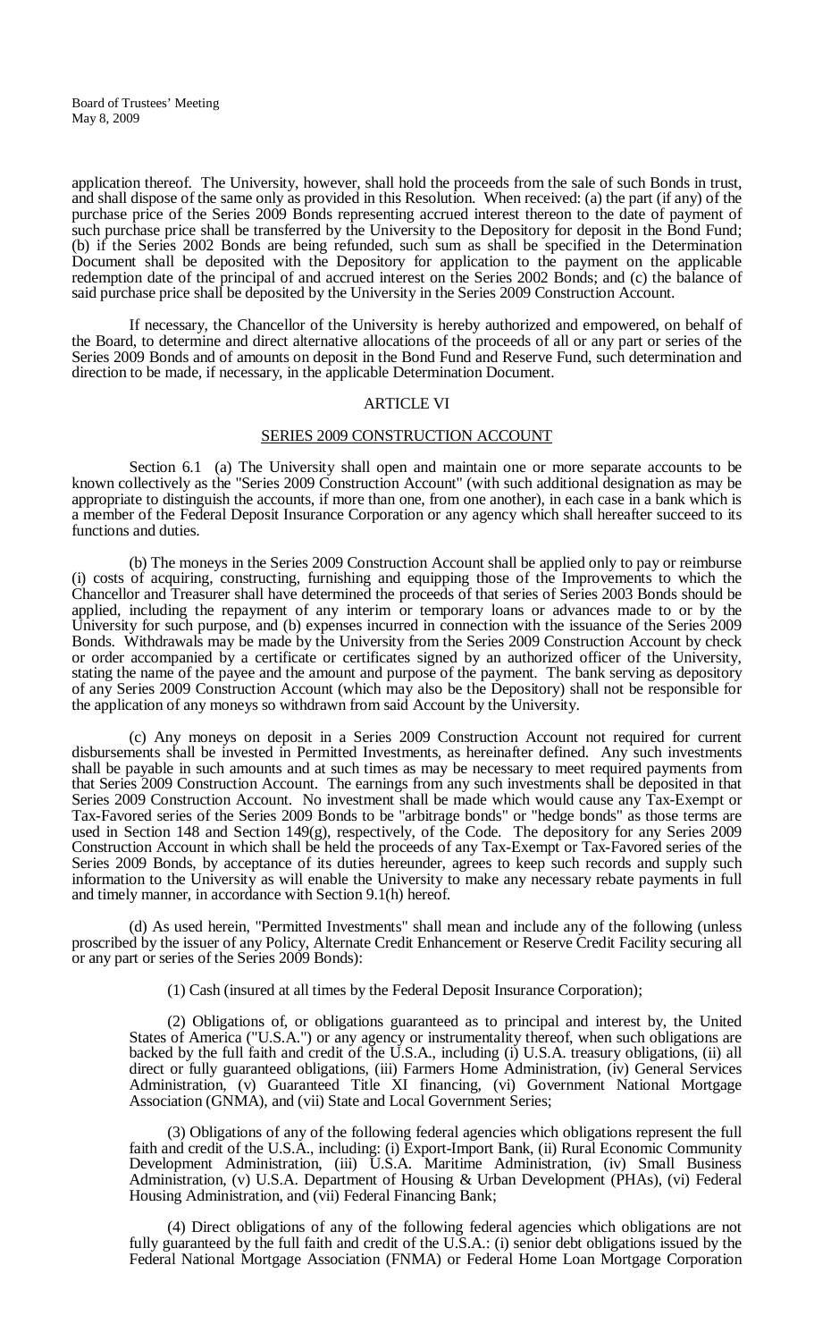application thereof. The University, however, shall hold the proceeds from the sale of such Bonds in trust, and shall dispose of the same only as provided in this Resolution. When received: (a) the part (if any) of the purchase price of the Series 2009 Bonds representing accrued interest thereon to the date of payment of such purchase price shall be transferred by the University to the Depository for deposit in the Bond Fund; (b) if the Series 2002 Bonds are being refunded, such sum as shall be specified in the Determination Document shall be deposited with the Depository for application to the payment on the applicable redemption date of the principal of and accrued interest on the Series 2002 Bonds; and (c) the balance of said purchase price shall be deposited by the University in the Series 2009 Construction Account.

If necessary, the Chancellor of the University is hereby authorized and empowered, on behalf of the Board, to determine and direct alternative allocations of the proceeds of all or any part or series of the Series 2009 Bonds and of amounts on deposit in the Bond Fund and Reserve Fund, such determination and direction to be made, if necessary, in the applicable Determination Document.

## ARTICLE VI

## SERIES 2009 CONSTRUCTION ACCOUNT

Section 6.1 (a) The University shall open and maintain one or more separate accounts to be known collectively as the "Series 2009 Construction Account" (with such additional designation as may be appropriate to distinguish the accounts, if more than one, from one another), in each case in a bank which is a member of the Federal Deposit Insurance Corporation or any agency which shall hereafter succeed to its functions and duties.

(b) The moneys in the Series 2009 Construction Account shall be applied only to pay or reimburse (i) costs of acquiring, constructing, furnishing and equipping those of the Improvements to which the Chancellor and Treasurer shall have determined the proceeds of that series of Series 2003 Bonds should be applied, including the repayment of any interim or temporary loans or advances made to or by the University for such purpose, and (b) expenses incurred in connection with the issuance of the Series 2009 Bonds. Withdrawals may be made by the University from the Series 2009 Construction Account by check or order accompanied by a certificate or certificates signed by an authorized officer of the University, stating the name of the payee and the amount and purpose of the payment. The bank serving as depository of any Series 2009 Construction Account (which may also be the Depository) shall not be responsible for the application of any moneys so withdrawn from said Account by the University.

(c) Any moneys on deposit in a Series 2009 Construction Account not required for current disbursements shall be invested in Permitted Investments, as hereinafter defined. Any such investments shall be payable in such amounts and at such times as may be necessary to meet required payments from that Series 2009 Construction Account. The earnings from any such investments shall be deposited in that Series 2009 Construction Account. No investment shall be made which would cause any Tax-Exempt or Tax-Favored series of the Series 2009 Bonds to be "arbitrage bonds" or "hedge bonds" as those terms are used in Section 148 and Section 149(g), respectively, of the Code. The depository for any Series 2009 Construction Account in which shall be held the proceeds of any Tax-Exempt or Tax-Favored series of the Series 2009 Bonds, by acceptance of its duties hereunder, agrees to keep such records and supply such information to the University as will enable the University to make any necessary rebate payments in full and timely manner, in accordance with Section 9.1(h) hereof.

(d) As used herein, "Permitted Investments" shall mean and include any of the following (unless proscribed by the issuer of any Policy, Alternate Credit Enhancement or Reserve Credit Facility securing all or any part or series of the Series 2009 Bonds):

(1) Cash (insured at all times by the Federal Deposit Insurance Corporation);

(2) Obligations of, or obligations guaranteed as to principal and interest by, the United States of America ("U.S.A.") or any agency or instrumentality thereof, when such obligations are backed by the full faith and credit of the U.S.A., including (i) U.S.A. treasury obligations, (ii) all direct or fully guaranteed obligations, (iii) Farmers Home Administration, (iv) General Services Administration, (v) Guaranteed Title XI financing, (vi) Government National Mortgage Association (GNMA), and (vii) State and Local Government Series;

(3) Obligations of any of the following federal agencies which obligations represent the full faith and credit of the U.S.A., including: (i) Export-Import Bank, (ii) Rural Economic Community Development Administration, (iii) U.S.A. Maritime Administration, (iv) Small Business Administration, (v) U.S.A. Department of Housing & Urban Development (PHAs), (vi) Federal Housing Administration, and (vii) Federal Financing Bank;

(4) Direct obligations of any of the following federal agencies which obligations are not fully guaranteed by the full faith and credit of the U.S.A.: (i) senior debt obligations issued by the Federal National Mortgage Association (FNMA) or Federal Home Loan Mortgage Corporation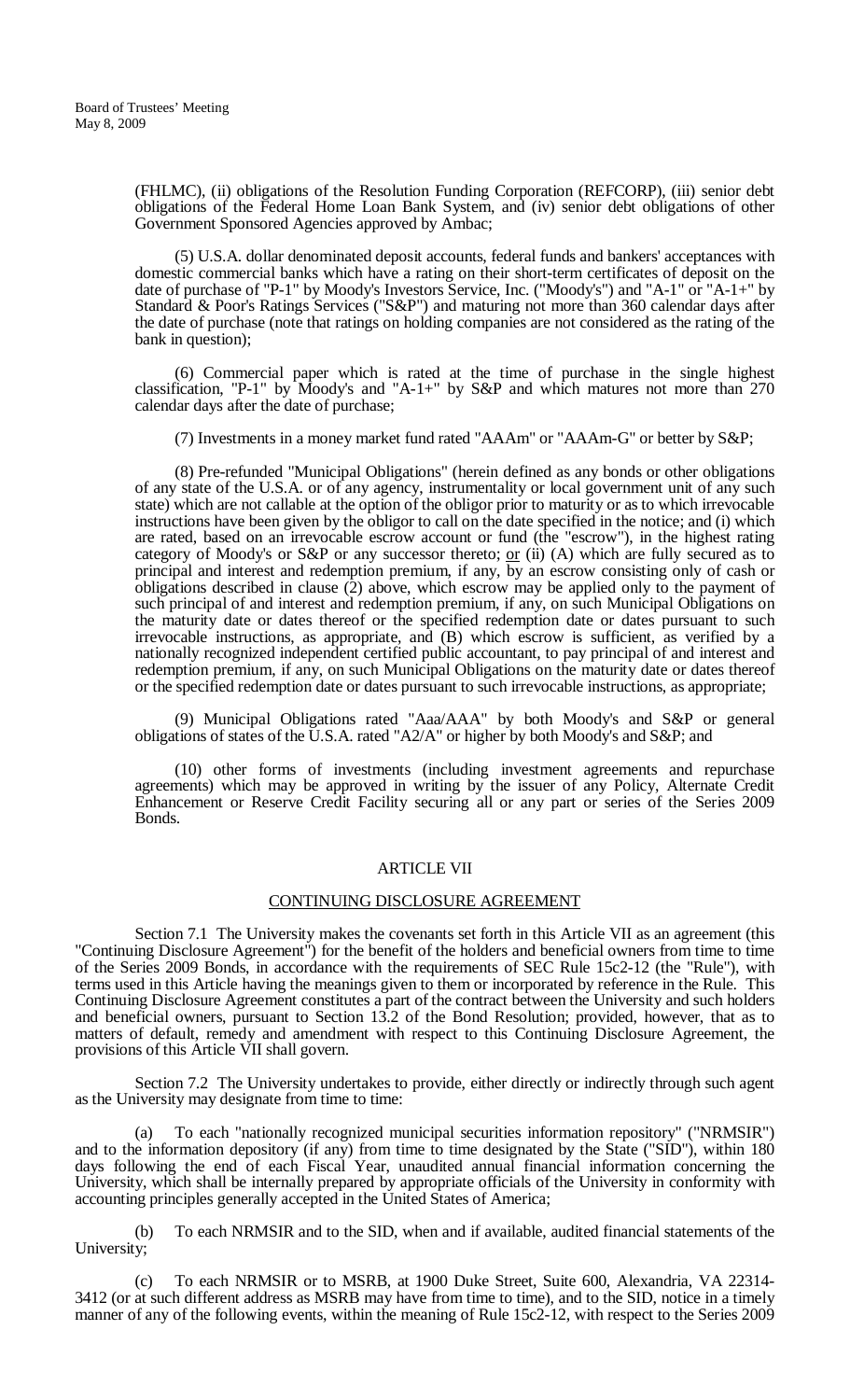(FHLMC), (ii) obligations of the Resolution Funding Corporation (REFCORP), (iii) senior debt obligations of the Federal Home Loan Bank System, and (iv) senior debt obligations of other Government Sponsored Agencies approved by Ambac;

(5) U.S.A. dollar denominated deposit accounts, federal funds and bankers' acceptances with domestic commercial banks which have a rating on their short-term certificates of deposit on the date of purchase of "P-1" by Moody's Investors Service, Inc. ("Moody's") and "A-1" or "A-1+" by Standard & Poor's Ratings Services ("S&P") and maturing not more than 360 calendar days after the date of purchase (note that ratings on holding companies are not considered as the rating of the bank in question);

(6) Commercial paper which is rated at the time of purchase in the single highest classification, "P-1" by Moody's and "A-1+" by S&P and which matures not more than 270 calendar days after the date of purchase;

(7) Investments in a money market fund rated "AAAm" or "AAAm-G" or better by S&P;

(8) Pre-refunded "Municipal Obligations" (herein defined as any bonds or other obligations of any state of the U.S.A. or of any agency, instrumentality or local government unit of any such state) which are not callable at the option of the obligor prior to maturity or as to which irrevocable instructions have been given by the obligor to call on the date specified in the notice; and (i) which are rated, based on an irrevocable escrow account or fund (the "escrow"), in the highest rating category of Moody's or S&P or any successor thereto; or (ii) (A) which are fully secured as to principal and interest and redemption premium, if any, by an escrow consisting only of cash or obligations described in clause (2) above, which escrow may be applied only to the payment of such principal of and interest and redemption premium, if any, on such Municipal Obligations on the maturity date or dates thereof or the specified redemption date or dates pursuant to such irrevocable instructions, as appropriate, and (B) which escrow is sufficient, as verified by a nationally recognized independent certified public accountant, to pay principal of and interest and redemption premium, if any, on such Municipal Obligations on the maturity date or dates thereof or the specified redemption date or dates pursuant to such irrevocable instructions, as appropriate;

(9) Municipal Obligations rated "Aaa/AAA" by both Moody's and S&P or general obligations of states of the U.S.A. rated "A2/A" or higher by both Moody's and S&P; and

(10) other forms of investments (including investment agreements and repurchase agreements) which may be approved in writing by the issuer of any Policy, Alternate Credit Enhancement or Reserve Credit Facility securing all or any part or series of the Series 2009 Bonds.

## ARTICLE VII

### CONTINUING DISCLOSURE AGREEMENT

Section 7.1 The University makes the covenants set forth in this Article VII as an agreement (this "Continuing Disclosure Agreement") for the benefit of the holders and beneficial owners from time to time of the Series 2009 Bonds, in accordance with the requirements of SEC Rule 15c2-12 (the "Rule"), with terms used in this Article having the meanings given to them or incorporated by reference in the Rule. This Continuing Disclosure Agreement constitutes a part of the contract between the University and such holders and beneficial owners, pursuant to Section 13.2 of the Bond Resolution; provided, however, that as to matters of default, remedy and amendment with respect to this Continuing Disclosure Agreement, the provisions of this Article VII shall govern.

Section 7.2 The University undertakes to provide, either directly or indirectly through such agent as the University may designate from time to time:

(a) To each "nationally recognized municipal securities information repository" ("NRMSIR") and to the information depository (if any) from time to time designated by the State ("SID"), within 180 days following the end of each Fiscal Year, unaudited annual financial information concerning the University, which shall be internally prepared by appropriate officials of the University in conformity with accounting principles generally accepted in the United States of America;

(b) To each NRMSIR and to the SID, when and if available, audited financial statements of the University;

(c) To each NRMSIR or to MSRB, at 1900 Duke Street, Suite 600, Alexandria, VA 22314-3412 (or at such different address as MSRB may have from time to time), and to the SID, notice in a timely manner of any of the following events, within the meaning of Rule 15c2-12, with respect to the Series 2009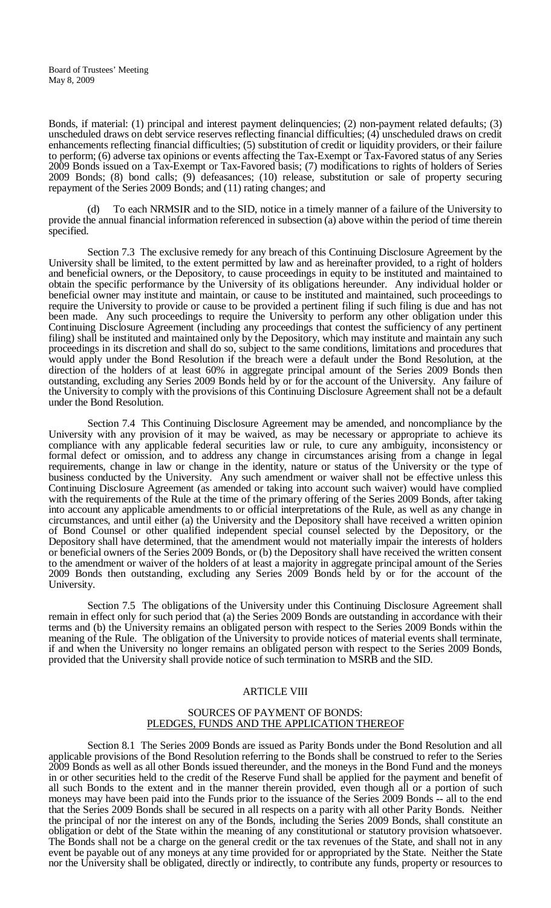Bonds, if material: (1) principal and interest payment delinquencies; (2) non-payment related defaults; (3) unscheduled draws on debt service reserves reflecting financial difficulties; (4) unscheduled draws on credit enhancements reflecting financial difficulties; (5) substitution of credit or liquidity providers, or their failure to perform; (6) adverse tax opinions or events affecting the Tax-Exempt or Tax-Favored status of any Series 2009 Bonds issued on a Tax-Exempt or Tax-Favored basis; (7) modifications to rights of holders of Series 2009 Bonds; (8) bond calls; (9) defeasances; (10) release, substitution or sale of property securing repayment of the Series 2009 Bonds; and (11) rating changes; and

(d) To each NRMSIR and to the SID, notice in a timely manner of a failure of the University to provide the annual financial information referenced in subsection (a) above within the period of time therein specified.

Section 7.3 The exclusive remedy for any breach of this Continuing Disclosure Agreement by the University shall be limited, to the extent permitted by law and as hereinafter provided, to a right of holders and beneficial owners, or the Depository, to cause proceedings in equity to be instituted and maintained to obtain the specific performance by the University of its obligations hereunder. Any individual holder or beneficial owner may institute and maintain, or cause to be instituted and maintained, such proceedings to require the University to provide or cause to be provided a pertinent filing if such filing is due and has not been made. Any such proceedings to require the University to perform any other obligation under this Continuing Disclosure Agreement (including any proceedings that contest the sufficiency of any pertinent filing) shall be instituted and maintained only by the Depository, which may institute and maintain any such proceedings in its discretion and shall do so, subject to the same conditions, limitations and procedures that would apply under the Bond Resolution if the breach were a default under the Bond Resolution, at the direction of the holders of at least 60% in aggregate principal amount of the Series 2009 Bonds then outstanding, excluding any Series 2009 Bonds held by or for the account of the University. Any failure of the University to comply with the provisions of this Continuing Disclosure Agreement shall not be a default under the Bond Resolution.

Section 7.4 This Continuing Disclosure Agreement may be amended, and noncompliance by the University with any provision of it may be waived, as may be necessary or appropriate to achieve its compliance with any applicable federal securities law or rule, to cure any ambiguity, inconsistency or formal defect or omission, and to address any change in circumstances arising from a change in legal requirements, change in law or change in the identity, nature or status of the University or the type of business conducted by the University. Any such amendment or waiver shall not be effective unless this Continuing Disclosure Agreement (as amended or taking into account such waiver) would have complied with the requirements of the Rule at the time of the primary offering of the Series 2009 Bonds, after taking into account any applicable amendments to or official interpretations of the Rule, as well as any change in circumstances, and until either (a) the University and the Depository shall have received a written opinion of Bond Counsel or other qualified independent special counsel selected by the Depository, or the Depository shall have determined, that the amendment would not materially impair the interests of holders or beneficial owners of the Series 2009 Bonds, or (b) the Depository shall have received the written consent to the amendment or waiver of the holders of at least a majority in aggregate principal amount of the Series 2009 Bonds then outstanding, excluding any Series 2009 Bonds held by or for the account of the University.

Section 7.5 The obligations of the University under this Continuing Disclosure Agreement shall remain in effect only for such period that (a) the Series 2009 Bonds are outstanding in accordance with their terms and (b) the University remains an obligated person with respect to the Series 2009 Bonds within the meaning of the Rule. The obligation of the University to provide notices of material events shall terminate, if and when the University no longer remains an obligated person with respect to the Series 2009 Bonds, provided that the University shall provide notice of such termination to MSRB and the SID.

## ARTICLE VIII

### SOURCES OF PAYMENT OF BONDS: PLEDGES, FUNDS AND THE APPLICATION THEREOF

Section 8.1 The Series 2009 Bonds are issued as Parity Bonds under the Bond Resolution and all applicable provisions of the Bond Resolution referring to the Bonds shall be construed to refer to the Series 2009 Bonds as well as all other Bonds issued thereunder, and the moneys in the Bond Fund and the moneys in or other securities held to the credit of the Reserve Fund shall be applied for the payment and benefit of all such Bonds to the extent and in the manner therein provided, even though all or a portion of such moneys may have been paid into the Funds prior to the issuance of the Series 2009 Bonds -- all to the end that the Series 2009 Bonds shall be secured in all respects on a parity with all other Parity Bonds. Neither the principal of nor the interest on any of the Bonds, including the Series 2009 Bonds, shall constitute an obligation or debt of the State within the meaning of any constitutional or statutory provision whatsoever. The Bonds shall not be a charge on the general credit or the tax revenues of the State, and shall not in any event be payable out of any moneys at any time provided for or appropriated by the State. Neither the State nor the University shall be obligated, directly or indirectly, to contribute any funds, property or resources to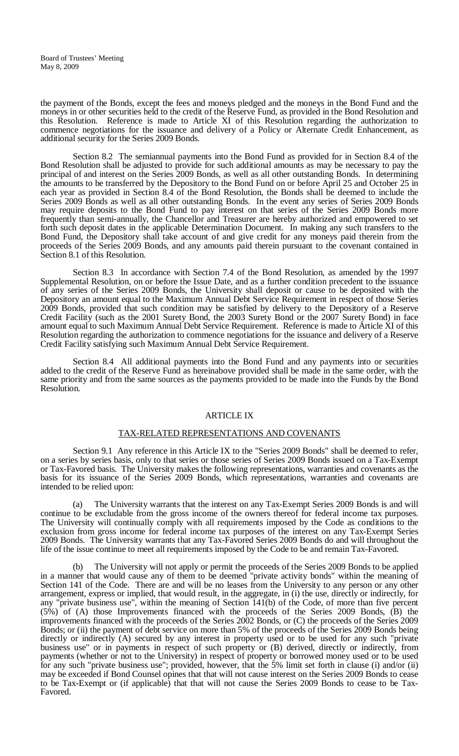the payment of the Bonds, except the fees and moneys pledged and the moneys in the Bond Fund and the moneys in or other securities held to the credit of the Reserve Fund, as provided in the Bond Resolution and this Resolution. Reference is made to Article XI of this Resolution regarding the authorization to commence negotiations for the issuance and delivery of a Policy or Alternate Credit Enhancement, as additional security for the Series 2009 Bonds.

Section 8.2 The semiannual payments into the Bond Fund as provided for in Section 8.4 of the Bond Resolution shall be adjusted to provide for such additional amounts as may be necessary to pay the principal of and interest on the Series 2009 Bonds, as well as all other outstanding Bonds. In determining the amounts to be transferred by the Depository to the Bond Fund on or before April 25 and October 25 in each year as provided in Section 8.4 of the Bond Resolution, the Bonds shall be deemed to include the Series 2009 Bonds as well as all other outstanding Bonds. In the event any series of Series 2009 Bonds may require deposits to the Bond Fund to pay interest on that series of the Series 2009 Bonds more frequently than semi-annually, the Chancellor and Treasurer are hereby authorized and empowered to set forth such deposit dates in the applicable Determination Document. In making any such transfers to the Bond Fund, the Depository shall take account of and give credit for any moneys paid therein from the proceeds of the Series 2009 Bonds, and any amounts paid therein pursuant to the covenant contained in Section 8.1 of this Resolution.

Section 8.3 In accordance with Section 7.4 of the Bond Resolution, as amended by the 1997 Supplemental Resolution, on or before the Issue Date, and as a further condition precedent to the issuance of any series of the Series 2009 Bonds, the University shall deposit or cause to be deposited with the Depository an amount equal to the Maximum Annual Debt Service Requirement in respect of those Series 2009 Bonds, provided that such condition may be satisfied by delivery to the Depository of a Reserve Credit Facility (such as the 2001 Surety Bond, the 2003 Surety Bond or the 2007 Surety Bond) in face amount equal to such Maximum Annual Debt Service Requirement. Reference is made to Article XI of this Resolution regarding the authorization to commence negotiations for the issuance and delivery of a Reserve Credit Facility satisfying such Maximum Annual Debt Service Requirement.

Section 8.4 All additional payments into the Bond Fund and any payments into or securities added to the credit of the Reserve Fund as hereinabove provided shall be made in the same order, with the same priority and from the same sources as the payments provided to be made into the Funds by the Bond Resolution.

## ARTICLE IX

## TAX-RELATED REPRESENTATIONS AND COVENANTS

Section 9.1 Any reference in this Article IX to the "Series 2009 Bonds" shall be deemed to refer, on a series by series basis, only to that series or those series of Series 2009 Bonds issued on a Tax-Exempt or Tax-Favored basis. The University makes the following representations, warranties and covenants as the basis for its issuance of the Series 2009 Bonds, which representations, warranties and covenants are intended to be relied upon:

(a) The University warrants that the interest on any Tax-Exempt Series 2009 Bonds is and will continue to be excludable from the gross income of the owners thereof for federal income tax purposes. The University will continually comply with all requirements imposed by the Code as conditions to the exclusion from gross income for federal income tax purposes of the interest on any Tax-Exempt Series 2009 Bonds. The University warrants that any Tax-Favored Series 2009 Bonds do and will throughout the life of the issue continue to meet all requirements imposed by the Code to be and remain Tax-Favored.

(b) The University will not apply or permit the proceeds of the Series 2009 Bonds to be applied in a manner that would cause any of them to be deemed "private activity bonds" within the meaning of Section 141 of the Code. There are and will be no leases from the University to any person or any other arrangement, express or implied, that would result, in the aggregate, in (i) the use, directly or indirectly, for any "private business use", within the meaning of Section 141(b) of the Code, of more than five percent (5%) of (A) those Improvements financed with the proceeds of the Series 2009 Bonds, (B) the improvements financed with the proceeds of the Series 2002 Bonds, or (C) the proceeds of the Series 2009 Bonds; or (ii) the payment of debt service on more than 5% of the proceeds of the Series 2009 Bonds being directly or indirectly (A) secured by any interest in property used or to be used for any such "private business use" or in payments in respect of such property or (B) derived, directly or indirectly, from payments (whether or not to the University) in respect of property or borrowed money used or to be used for any such "private business use"; provided, however, that the 5% limit set forth in clause (i) and/or (ii) may be exceeded if Bond Counsel opines that that will not cause interest on the Series 2009 Bonds to cease to be Tax-Exempt or (if applicable) that that will not cause the Series 2009 Bonds to cease to be Tax-Favored.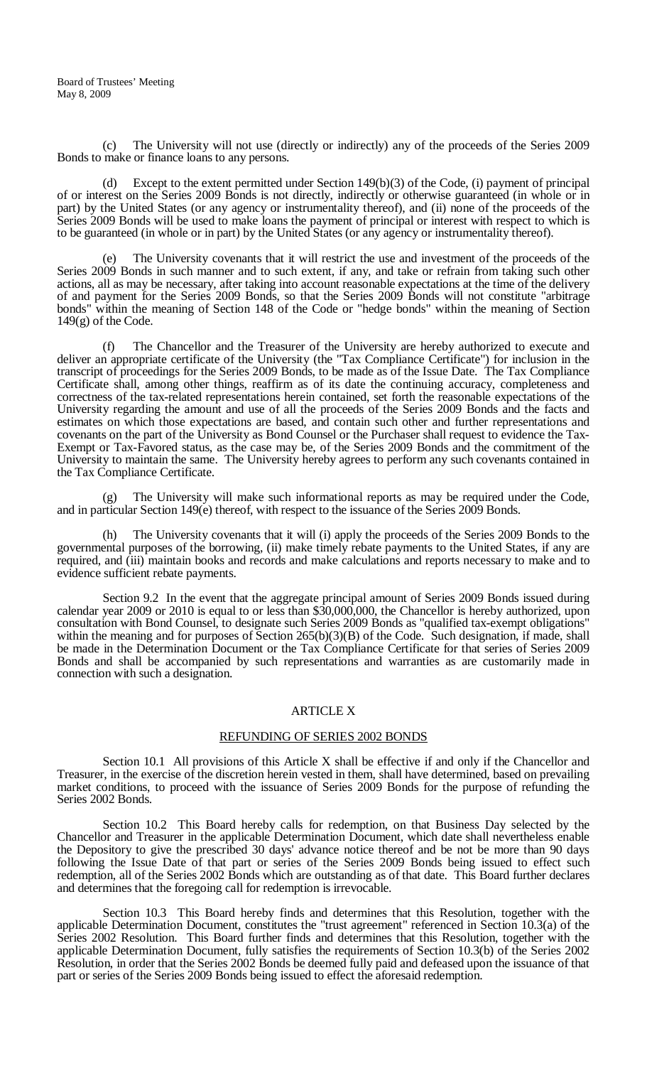(c) The University will not use (directly or indirectly) any of the proceeds of the Series 2009 Bonds to make or finance loans to any persons.

(d) Except to the extent permitted under Section 149(b)(3) of the Code, (i) payment of principal of or interest on the Series 2009 Bonds is not directly, indirectly or otherwise guaranteed (in whole or in part) by the United States (or any agency or instrumentality thereof), and (ii) none of the proceeds of the Series 2009 Bonds will be used to make loans the payment of principal or interest with respect to which is to be guaranteed (in whole or in part) by the United States (or any agency or instrumentality thereof).

(e) The University covenants that it will restrict the use and investment of the proceeds of the Series 2009 Bonds in such manner and to such extent, if any, and take or refrain from taking such other actions, all as may be necessary, after taking into account reasonable expectations at the time of the delivery of and payment for the Series 2009 Bonds, so that the Series 2009 Bonds will not constitute "arbitrage bonds" within the meaning of Section 148 of the Code or "hedge bonds" within the meaning of Section 149(g) of the Code.

(f) The Chancellor and the Treasurer of the University are hereby authorized to execute and deliver an appropriate certificate of the University (the "Tax Compliance Certificate") for inclusion in the transcript of proceedings for the Series 2009 Bonds, to be made as of the Issue Date. The Tax Compliance Certificate shall, among other things, reaffirm as of its date the continuing accuracy, completeness and correctness of the tax-related representations herein contained, set forth the reasonable expectations of the University regarding the amount and use of all the proceeds of the Series 2009 Bonds and the facts and estimates on which those expectations are based, and contain such other and further representations and covenants on the part of the University as Bond Counsel or the Purchaser shall request to evidence the Tax-Exempt or Tax-Favored status, as the case may be, of the Series 2009 Bonds and the commitment of the University to maintain the same. The University hereby agrees to perform any such covenants contained in the Tax Compliance Certificate.

(g) The University will make such informational reports as may be required under the Code, and in particular Section 149(e) thereof, with respect to the issuance of the Series 2009 Bonds.

(h) The University covenants that it will (i) apply the proceeds of the Series 2009 Bonds to the governmental purposes of the borrowing, (ii) make timely rebate payments to the United States, if any are required, and (iii) maintain books and records and make calculations and reports necessary to make and to evidence sufficient rebate payments.

Section 9.2 In the event that the aggregate principal amount of Series 2009 Bonds issued during calendar year 2009 or 2010 is equal to or less than $30,000,000, the Chancellor is hereby authorized, upon consultation with Bond Counsel, to designate such Series 2009 Bonds as "qualified tax-exempt obligations" within the meaning and for purposes of Section 265(b)(3)(B) of the Code. Such designation, if made, shall be made in the Determination Document or the Tax Compliance Certificate for that series of Series 2009 Bonds and shall be accompanied by such representations and warranties as are customarily made in connection with such a designation.

## ARTICLE X

## REFUNDING OF SERIES 2002 BONDS

Section 10.1 All provisions of this Article X shall be effective if and only if the Chancellor and Treasurer, in the exercise of the discretion herein vested in them, shall have determined, based on prevailing market conditions, to proceed with the issuance of Series 2009 Bonds for the purpose of refunding the Series 2002 Bonds.

Section 10.2 This Board hereby calls for redemption, on that Business Day selected by the Chancellor and Treasurer in the applicable Determination Document, which date shall nevertheless enable the Depository to give the prescribed 30 days' advance notice thereof and be not be more than 90 days following the Issue Date of that part or series of the Series 2009 Bonds being issued to effect such redemption, all of the Series 2002 Bonds which are outstanding as of that date. This Board further declares and determines that the foregoing call for redemption is irrevocable.

Section 10.3 This Board hereby finds and determines that this Resolution, together with the applicable Determination Document, constitutes the "trust agreement" referenced in Section 10.3(a) of the Series 2002 Resolution. This Board further finds and determines that this Resolution, together with the applicable Determination Document, fully satisfies the requirements of Section 10.3(b) of the Series 2002 Resolution, in order that the Series 2002 Bonds be deemed fully paid and defeased upon the issuance of that part or series of the Series 2009 Bonds being issued to effect the aforesaid redemption.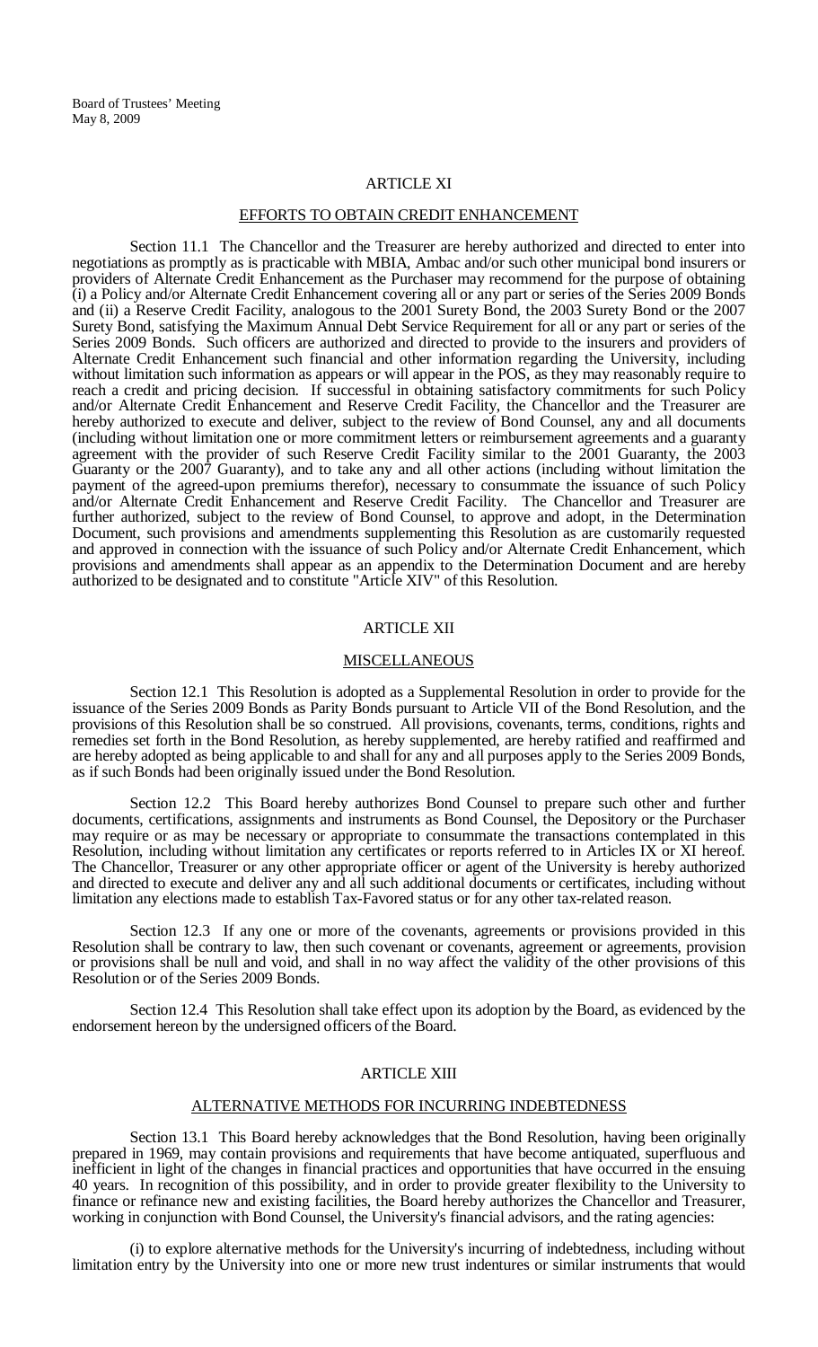## ARTICLE XI

### EFFORTS TO OBTAIN CREDIT ENHANCEMENT

Section 11.1 The Chancellor and the Treasurer are hereby authorized and directed to enter into negotiations as promptly as is practicable with MBIA, Ambac and/or such other municipal bond insurers or providers of Alternate Credit Enhancement as the Purchaser may recommend for the purpose of obtaining (i) a Policy and/or Alternate Credit Enhancement covering all or any part or series of the Series 2009 Bonds and (ii) a Reserve Credit Facility, analogous to the 2001 Surety Bond, the 2003 Surety Bond or the 2007 Surety Bond, satisfying the Maximum Annual Debt Service Requirement for all or any part or series of the Series 2009 Bonds. Such officers are authorized and directed to provide to the insurers and providers of Alternate Credit Enhancement such financial and other information regarding the University, including without limitation such information as appears or will appear in the POS, as they may reasonably require to reach a credit and pricing decision. If successful in obtaining satisfactory commitments for such Policy and/or Alternate Credit Enhancement and Reserve Credit Facility, the Chancellor and the Treasurer are hereby authorized to execute and deliver, subject to the review of Bond Counsel, any and all documents (including without limitation one or more commitment letters or reimbursement agreements and a guaranty agreement with the provider of such Reserve Credit Facility similar to the 2001 Guaranty, the 2003 Guaranty or the 2007 Guaranty), and to take any and all other actions (including without limitation the payment of the agreed-upon premiums therefor), necessary to consummate the issuance of such Policy and/or Alternate Credit Enhancement and Reserve Credit Facility. The Chancellor and Treasurer are further authorized, subject to the review of Bond Counsel, to approve and adopt, in the Determination Document, such provisions and amendments supplementing this Resolution as are customarily requested and approved in connection with the issuance of such Policy and/or Alternate Credit Enhancement, which provisions and amendments shall appear as an appendix to the Determination Document and are hereby authorized to be designated and to constitute "Article XIV" of this Resolution.

## ARTICLE XII

### MISCELLANEOUS

Section 12.1 This Resolution is adopted as a Supplemental Resolution in order to provide for the issuance of the Series 2009 Bonds as Parity Bonds pursuant to Article VII of the Bond Resolution, and the provisions of this Resolution shall be so construed. All provisions, covenants, terms, conditions, rights and remedies set forth in the Bond Resolution, as hereby supplemented, are hereby ratified and reaffirmed and are hereby adopted as being applicable to and shall for any and all purposes apply to the Series 2009 Bonds, as if such Bonds had been originally issued under the Bond Resolution.

Section 12.2 This Board hereby authorizes Bond Counsel to prepare such other and further documents, certifications, assignments and instruments as Bond Counsel, the Depository or the Purchaser may require or as may be necessary or appropriate to consummate the transactions contemplated in this Resolution, including without limitation any certificates or reports referred to in Articles IX or XI hereof. The Chancellor, Treasurer or any other appropriate officer or agent of the University is hereby authorized and directed to execute and deliver any and all such additional documents or certificates, including without limitation any elections made to establish Tax-Favored status or for any other tax-related reason.

Section 12.3 If any one or more of the covenants, agreements or provisions provided in this Resolution shall be contrary to law, then such covenant or covenants, agreement or agreements, provision or provisions shall be null and void, and shall in no way affect the validity of the other provisions of this Resolution or of the Series 2009 Bonds.

Section 12.4 This Resolution shall take effect upon its adoption by the Board, as evidenced by the endorsement hereon by the undersigned officers of the Board.

## ARTICLE XIII

### ALTERNATIVE METHODS FOR INCURRING INDEBTEDNESS

Section 13.1 This Board hereby acknowledges that the Bond Resolution, having been originally prepared in 1969, may contain provisions and requirements that have become antiquated, superfluous and inefficient in light of the changes in financial practices and opportunities that have occurred in the ensuing 40 years. In recognition of this possibility, and in order to provide greater flexibility to the University to finance or refinance new and existing facilities, the Board hereby authorizes the Chancellor and Treasurer, working in conjunction with Bond Counsel, the University's financial advisors, and the rating agencies:

(i) to explore alternative methods for the University's incurring of indebtedness, including without limitation entry by the University into one or more new trust indentures or similar instruments that would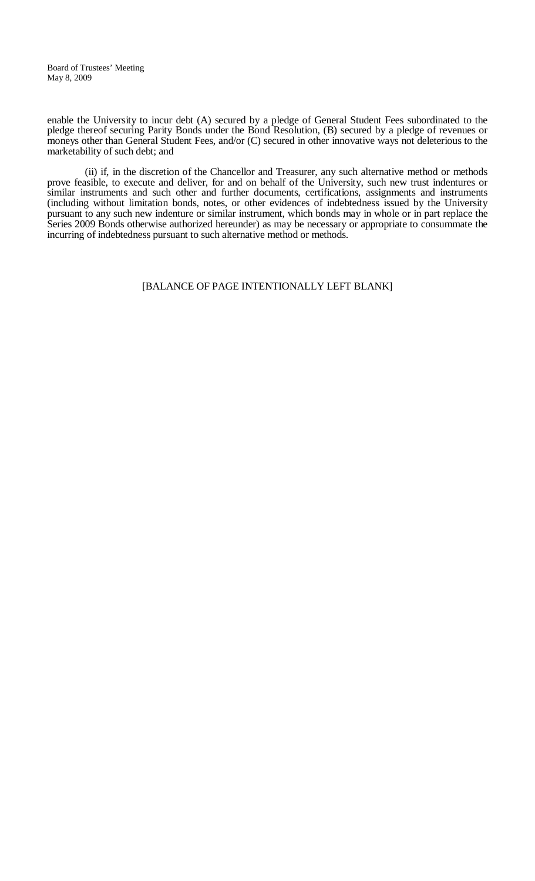enable the University to incur debt (A) secured by a pledge of General Student Fees subordinated to the pledge thereof securing Parity Bonds under the Bond Resolution, (B) secured by a pledge of revenues or moneys other than General Student Fees, and/or (C) secured in other innovative ways not deleterious to the marketability of such debt; and

(ii) if, in the discretion of the Chancellor and Treasurer, any such alternative method or methods prove feasible, to execute and deliver, for and on behalf of the University, such new trust indentures or similar instruments and such other and further documents, certifications, assignments and instruments (including without limitation bonds, notes, or other evidences of indebtedness issued by the University pursuant to any such new indenture or similar instrument, which bonds may in whole or in part replace the Series 2009 Bonds otherwise authorized hereunder) as may be necessary or appropriate to consummate the incurring of indebtedness pursuant to such alternative method or methods.

[BALANCE OF PAGE INTENTIONALLY LEFT BLANK]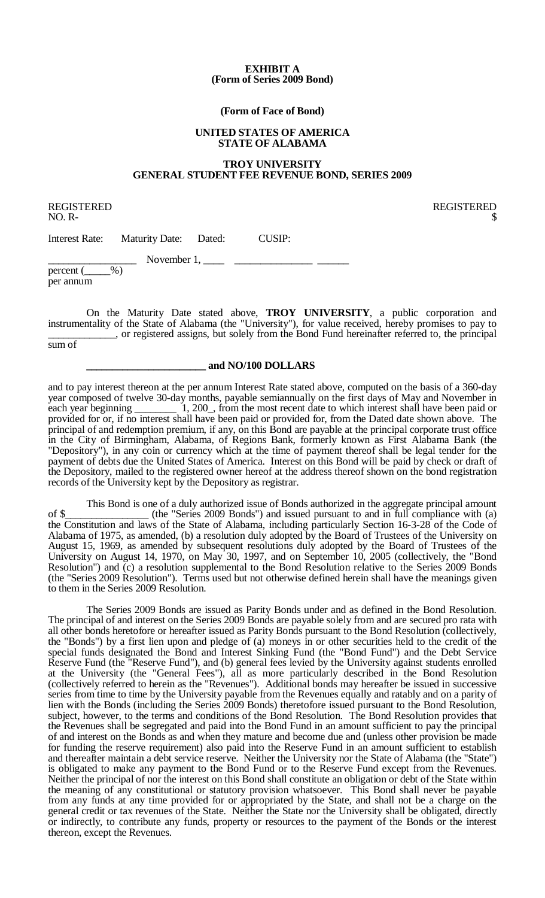**EXHIBIT A**
**(Form of Series 2009 Bond)**

**(Form of Face of Bond)**

**UNITED STATES OF AMERICA**
**STATE OF ALABAMA**

**TROY UNIVERSITY**
**GENERAL STUDENT FEE REVENUE BOND, SERIES 2009**

REGISTERED NO. R- REGISTERED $

| Interest Rate: | Maturity Date: | Dated: | CUSIP: |
|---|---|---|---|
| ________________ percent (_____%) per annum | November 1, ____ | ______________ | ______ |

On the Maturity Date stated above, **TROY UNIVERSITY**, a public corporation and instrumentality of the State of Alabama (the "University"), for value received, hereby promises to pay to _____________, or registered assigns, but solely from the Bond Fund hereinafter referred to, the principal sum of

**______________________ and NO/100 DOLLARS**

and to pay interest thereon at the per annum Interest Rate stated above, computed on the basis of a 360-day year composed of twelve 30-day months, payable semiannually on the first days of May and November in each year beginning ________ 1, 200_, from the most recent date to which interest shall have been paid or provided for or, if no interest shall have been paid or provided for, from the Dated date shown above. The principal of and redemption premium, if any, on this Bond are payable at the principal corporate trust office in the City of Birmingham, Alabama, of Regions Bank, formerly known as First Alabama Bank (the "Depository"), in any coin or currency which at the time of payment thereof shall be legal tender for the payment of debts due the United States of America. Interest on this Bond will be paid by check or draft of the Depository, mailed to the registered owner hereof at the address thereof shown on the bond registration records of the University kept by the Depository as registrar.

This Bond is one of a duly authorized issue of Bonds authorized in the aggregate principal amount of $_______________ (the "Series 2009 Bonds") and issued pursuant to and in full compliance with (a) the Constitution and laws of the State of Alabama, including particularly Section 16-3-28 of the Code of Alabama of 1975, as amended, (b) a resolution duly adopted by the Board of Trustees of the University on August 15, 1969, as amended by subsequent resolutions duly adopted by the Board of Trustees of the University on August 14, 1970, on May 30, 1997, and on September 10, 2005 (collectively, the "Bond Resolution") and (c) a resolution supplemental to the Bond Resolution relative to the Series 2009 Bonds (the "Series 2009 Resolution"). Terms used but not otherwise defined herein shall have the meanings given to them in the Series 2009 Resolution.

The Series 2009 Bonds are issued as Parity Bonds under and as defined in the Bond Resolution. The principal of and interest on the Series 2009 Bonds are payable solely from and are secured pro rata with all other bonds heretofore or hereafter issued as Parity Bonds pursuant to the Bond Resolution (collectively, the "Bonds") by a first lien upon and pledge of (a) moneys in or other securities held to the credit of the special funds designated the Bond and Interest Sinking Fund (the "Bond Fund") and the Debt Service Reserve Fund (the "Reserve Fund"), and (b) general fees levied by the University against students enrolled at the University (the "General Fees"), all as more particularly described in the Bond Resolution (collectively referred to herein as the "Revenues"). Additional bonds may hereafter be issued in successive series from time to time by the University payable from the Revenues equally and ratably and on a parity of lien with the Bonds (including the Series 2009 Bonds) theretofore issued pursuant to the Bond Resolution, subject, however, to the terms and conditions of the Bond Resolution. The Bond Resolution provides that the Revenues shall be segregated and paid into the Bond Fund in an amount sufficient to pay the principal of and interest on the Bonds as and when they mature and become due and (unless other provision be made for funding the reserve requirement) also paid into the Reserve Fund in an amount sufficient to establish and thereafter maintain a debt service reserve. Neither the University nor the State of Alabama (the "State") is obligated to make any payment to the Bond Fund or to the Reserve Fund except from the Revenues. Neither the principal of nor the interest on this Bond shall constitute an obligation or debt of the State within the meaning of any constitutional or statutory provision whatsoever. This Bond shall never be payable from any funds at any time provided for or appropriated by the State, and shall not be a charge on the general credit or tax revenues of the State. Neither the State nor the University shall be obligated, directly or indirectly, to contribute any funds, property or resources to the payment of the Bonds or the interest thereon, except the Revenues.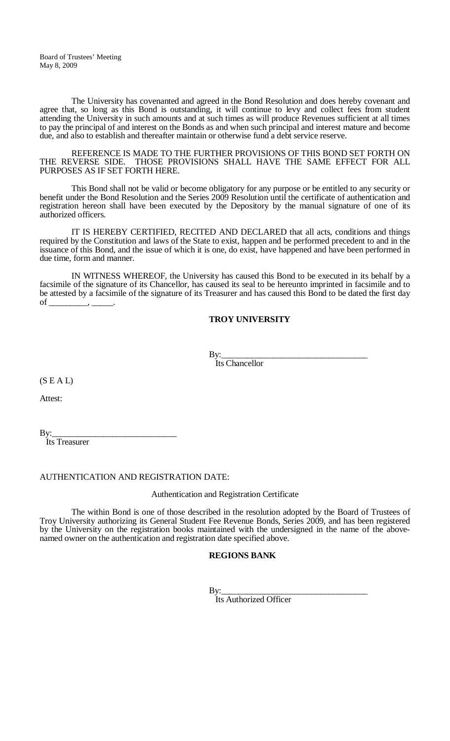The University has covenanted and agreed in the Bond Resolution and does hereby covenant and agree that, so long as this Bond is outstanding, it will continue to levy and collect fees from student attending the University in such amounts and at such times as will produce Revenues sufficient at all times to pay the principal of and interest on the Bonds as and when such principal and interest mature and become due, and also to establish and thereafter maintain or otherwise fund a debt service reserve.

REFERENCE IS MADE TO THE FURTHER PROVISIONS OF THIS BOND SET FORTH ON THE REVERSE SIDE. THOSE PROVISIONS SHALL HAVE THE SAME EFFECT FOR ALL PURPOSES AS IF SET FORTH HERE.

This Bond shall not be valid or become obligatory for any purpose or be entitled to any security or benefit under the Bond Resolution and the Series 2009 Resolution until the certificate of authentication and registration hereon shall have been executed by the Depository by the manual signature of one of its authorized officers.

IT IS HEREBY CERTIFIED, RECITED AND DECLARED that all acts, conditions and things required by the Constitution and laws of the State to exist, happen and be performed precedent to and in the issuance of this Bond, and the issue of which it is one, do exist, have happened and have been performed in due time, form and manner.

IN WITNESS WHEREOF, the University has caused this Bond to be executed in its behalf by a facsimile of the signature of its Chancellor, has caused its seal to be hereunto imprinted in facsimile and to be attested by a facsimile of the signature of its Treasurer and has caused this Bond to be dated the first day of _________, _____.

**TROY UNIVERSITY**

By:_________________________________
Its Chancellor

(S E A L)

Attest:

By:____________________________
Its Treasurer

AUTHENTICATION AND REGISTRATION DATE:

Authentication and Registration Certificate

The within Bond is one of those described in the resolution adopted by the Board of Trustees of Troy University authorizing its General Student Fee Revenue Bonds, Series 2009, and has been registered by the University on the registration books maintained with the undersigned in the name of the above-named owner on the authentication and registration date specified above.

**REGIONS BANK**

By:_________________________________
Its Authorized Officer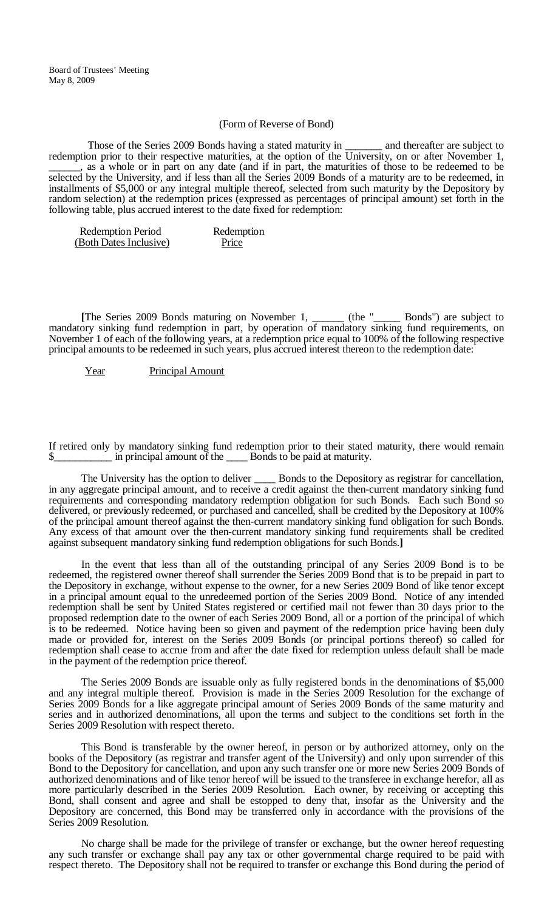(Form of Reverse of Bond)

Those of the Series 2009 Bonds having a stated maturity in _______ and thereafter are subject to redemption prior to their respective maturities, at the option of the University, on or after November 1, ______, as a whole or in part on any date (and if in part, the maturities of those to be redeemed to be selected by the University, and if less than all the Series 2009 Bonds of a maturity are to be redeemed, in installments of $5,000 or any integral multiple thereof, selected from such maturity by the Depository by random selection) at the redemption prices (expressed as percentages of principal amount) set forth in the following table, plus accrued interest to the date fixed for redemption:

| Redemption Period (Both Dates Inclusive) | Redemption Price |
|---|---|
| | |

**[**The Series 2009 Bonds maturing on November 1, ______ (the "_____ Bonds") are subject to mandatory sinking fund redemption in part, by operation of mandatory sinking fund requirements, on November 1 of each of the following years, at a redemption price equal to 100% of the following respective principal amounts to be redeemed in such years, plus accrued interest thereon to the redemption date:

| Year | Principal Amount |
|---|---|
| | |

If retired only by mandatory sinking fund redemption prior to their stated maturity, there would remain $___________ in principal amount of the ____ Bonds to be paid at maturity.

The University has the option to deliver ____ Bonds to the Depository as registrar for cancellation, in any aggregate principal amount, and to receive a credit against the then-current mandatory sinking fund requirements and corresponding mandatory redemption obligation for such Bonds. Each such Bond so delivered, or previously redeemed, or purchased and cancelled, shall be credited by the Depository at 100% of the principal amount thereof against the then-current mandatory sinking fund obligation for such Bonds. Any excess of that amount over the then-current mandatory sinking fund requirements shall be credited against subsequent mandatory sinking fund redemption obligations for such Bonds.**]**

In the event that less than all of the outstanding principal of any Series 2009 Bond is to be redeemed, the registered owner thereof shall surrender the Series 2009 Bond that is to be prepaid in part to the Depository in exchange, without expense to the owner, for a new Series 2009 Bond of like tenor except in a principal amount equal to the unredeemed portion of the Series 2009 Bond. Notice of any intended redemption shall be sent by United States registered or certified mail not fewer than 30 days prior to the proposed redemption date to the owner of each Series 2009 Bond, all or a portion of the principal of which is to be redeemed. Notice having been so given and payment of the redemption price having been duly made or provided for, interest on the Series 2009 Bonds (or principal portions thereof) so called for redemption shall cease to accrue from and after the date fixed for redemption unless default shall be made in the payment of the redemption price thereof.

The Series 2009 Bonds are issuable only as fully registered bonds in the denominations of $5,000 and any integral multiple thereof. Provision is made in the Series 2009 Resolution for the exchange of Series 2009 Bonds for a like aggregate principal amount of Series 2009 Bonds of the same maturity and series and in authorized denominations, all upon the terms and subject to the conditions set forth in the Series 2009 Resolution with respect thereto.

This Bond is transferable by the owner hereof, in person or by authorized attorney, only on the books of the Depository (as registrar and transfer agent of the University) and only upon surrender of this Bond to the Depository for cancellation, and upon any such transfer one or more new Series 2009 Bonds of authorized denominations and of like tenor hereof will be issued to the transferee in exchange herefor, all as more particularly described in the Series 2009 Resolution. Each owner, by receiving or accepting this Bond, shall consent and agree and shall be estopped to deny that, insofar as the University and the Depository are concerned, this Bond may be transferred only in accordance with the provisions of the Series 2009 Resolution.

No charge shall be made for the privilege of transfer or exchange, but the owner hereof requesting any such transfer or exchange shall pay any tax or other governmental charge required to be paid with respect thereto. The Depository shall not be required to transfer or exchange this Bond during the period of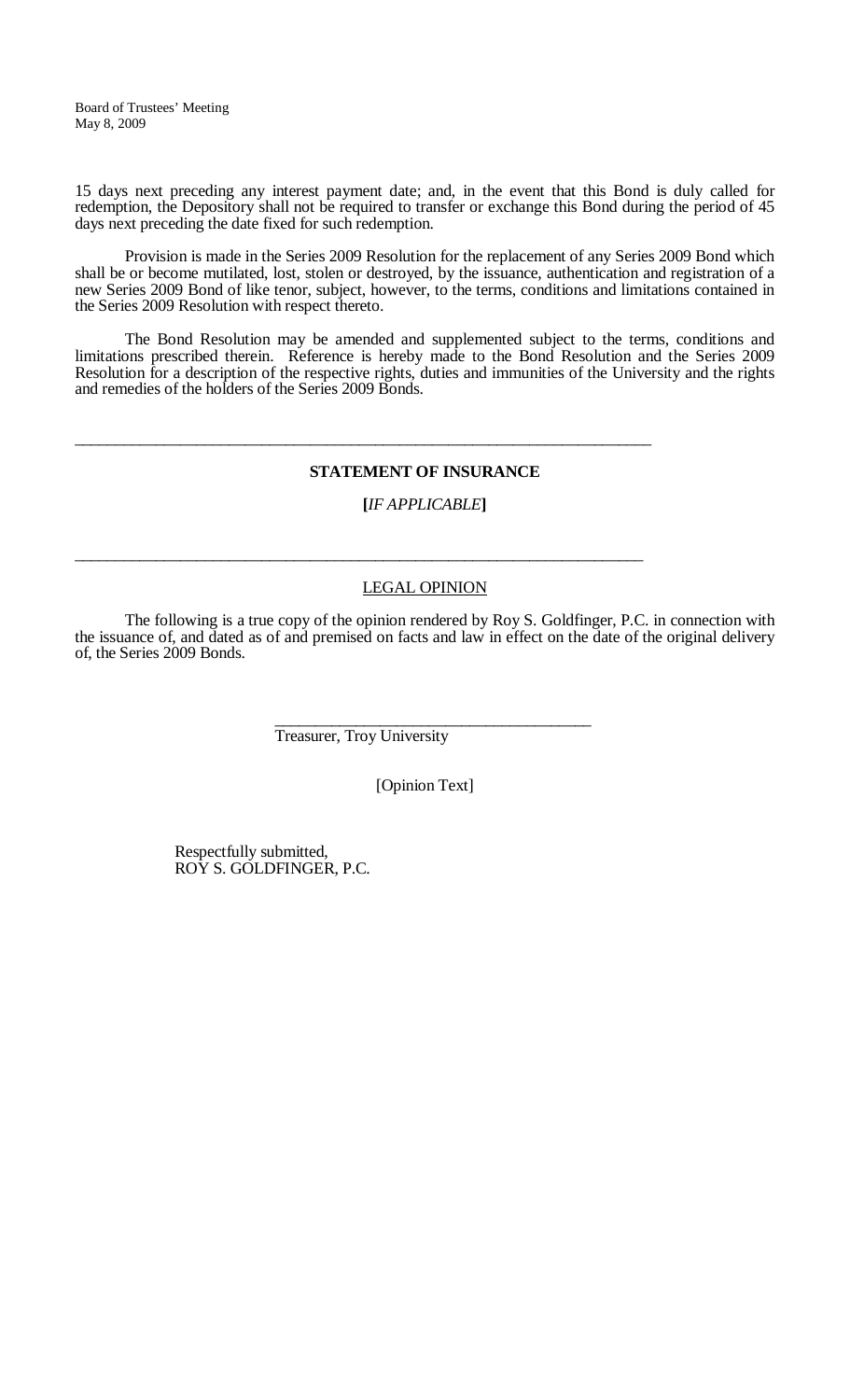15 days next preceding any interest payment date; and, in the event that this Bond is duly called for redemption, the Depository shall not be required to transfer or exchange this Bond during the period of 45 days next preceding the date fixed for such redemption.

Provision is made in the Series 2009 Resolution for the replacement of any Series 2009 Bond which shall be or become mutilated, lost, stolen or destroyed, by the issuance, authentication and registration of a new Series 2009 Bond of like tenor, subject, however, to the terms, conditions and limitations contained in the Series 2009 Resolution with respect thereto.

The Bond Resolution may be amended and supplemented subject to the terms, conditions and limitations prescribed therein. Reference is hereby made to the Bond Resolution and the Series 2009 Resolution for a description of the respective rights, duties and immunities of the University and the rights and remedies of the holders of the Series 2009 Bonds.

---

**STATEMENT OF INSURANCE**

**[***IF APPLICABLE***]**

---

LEGAL OPINION

The following is a true copy of the opinion rendered by Roy S. Goldfinger, P.C. in connection with the issuance of, and dated as of and premised on facts and law in effect on the date of the original delivery of, the Series 2009 Bonds.

\_\_\_\_\_\_\_\_\_\_\_\_\_\_\_\_\_\_\_\_\_\_\_\_\_\_\_\_\_\_\_\_\_\_\_\_\_\_\_\_
Treasurer, Troy University

[Opinion Text]

Respectfully submitted,
ROY S. GOLDFINGER, P.C.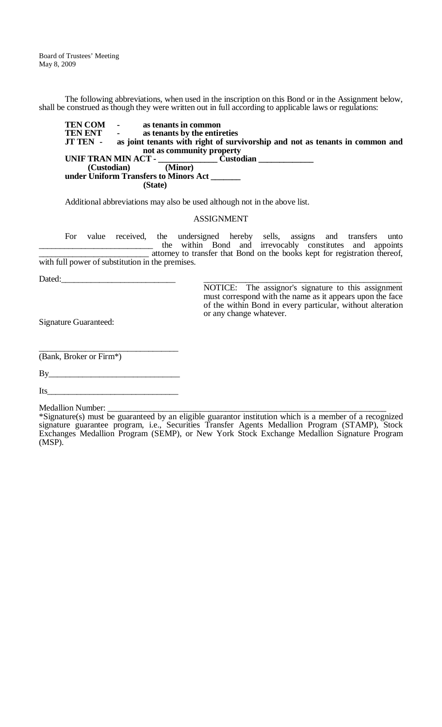The following abbreviations, when used in the inscription on this Bond or in the Assignment below, shall be construed as though they were written out in full according to applicable laws or regulations:

**TEN COM - as tenants in common**
**TEN ENT - as tenants by the entireties**
**JT TEN - as joint tenants with right of survivorship and not as tenants in common and not as community property**
**UNIF TRAN MIN ACT - _____________ Custodian _____________**
**(Custodian) (Minor)**
**under Uniform Transfers to Minors Act _______**
**(State)**

Additional abbreviations may also be used although not in the above list.

ASSIGNMENT

For value received, the undersigned hereby sells, assigns and transfers unto __________________________ the within Bond and irrevocably constitutes and appoints _________________________ attorney to transfer that Bond on the books kept for registration thereof, with full power of substitution in the premises.

Dated:__________________________

_______________________________________________

NOTICE: The assignor's signature to this assignment must correspond with the name as it appears upon the face of the within Bond in every particular, without alteration or any change whatever.

Signature Guaranteed:

________________________________
(Bank, Broker or Firm*)

By______________________________

Its______________________________

Medallion Number: ____________________________________________________________

*Signature(s) must be guaranteed by an eligible guarantor institution which is a member of a recognized signature guarantee program, i.e., Securities Transfer Agents Medallion Program (STAMP), Stock Exchanges Medallion Program (SEMP), or New York Stock Exchange Medallion Signature Program (MSP).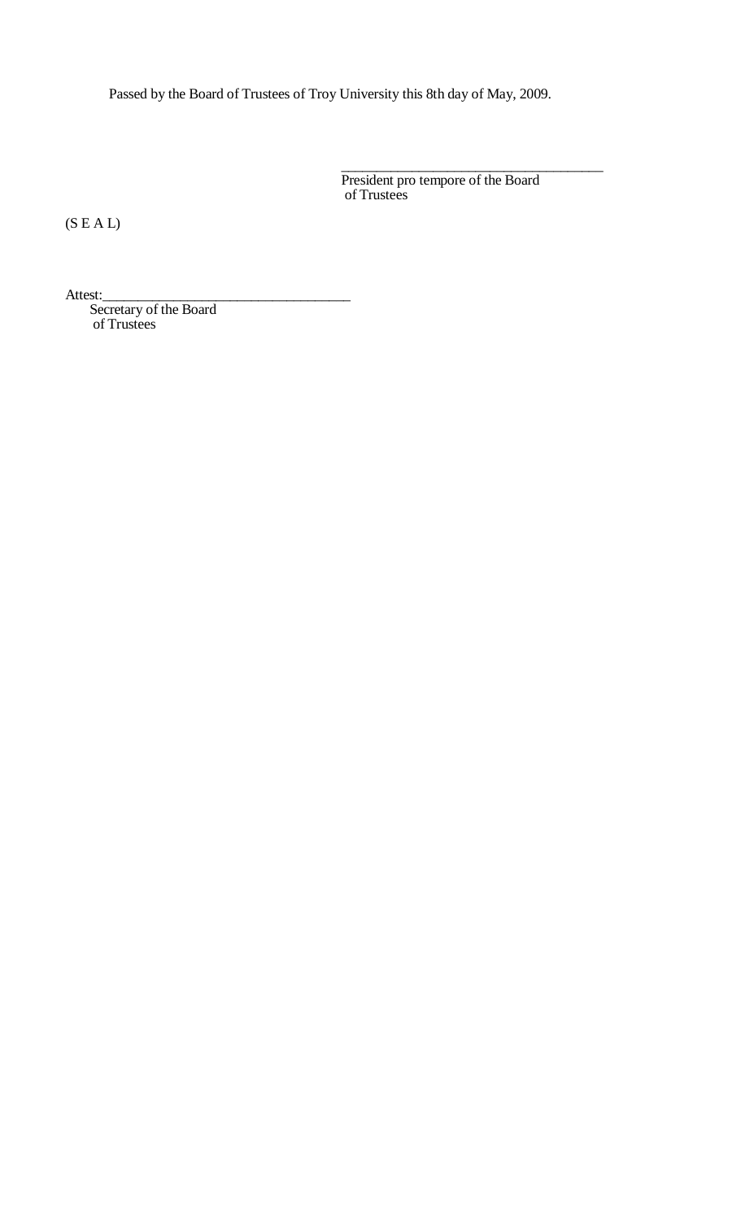Passed by the Board of Trustees of Troy University this 8th day of May, 2009.

\_\_\_\_\_\_\_\_\_\_\_\_\_\_\_\_\_\_\_\_\_\_\_\_\_\_\_\_\_\_\_\_\_\_\_\_\_\_
President pro tempore of the Board
of Trustees

(S E A L)

Attest:\_\_\_\_\_\_\_\_\_\_\_\_\_\_\_\_\_\_\_\_\_\_\_\_\_\_\_\_\_\_\_\_\_\_\_\_
Secretary of the Board
of Trustees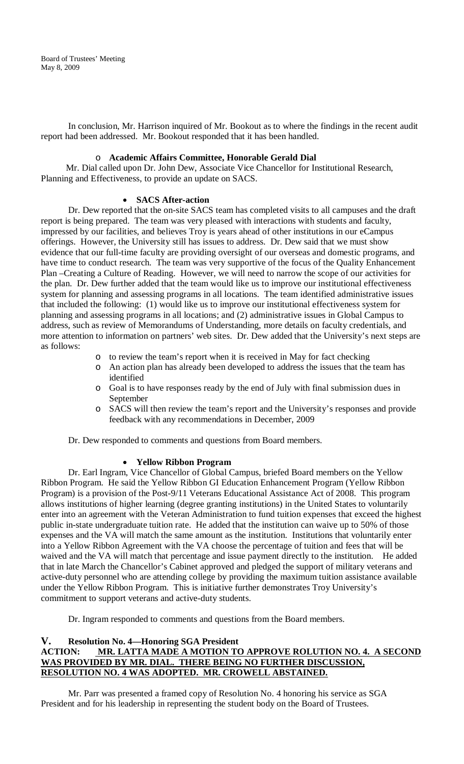In conclusion, Mr. Harrison inquired of Mr. Bookout as to where the findings in the recent audit report had been addressed. Mr. Bookout responded that it has been handled.

- **Academic Affairs Committee, Honorable Gerald Dial**

Mr. Dial called upon Dr. John Dew, Associate Vice Chancellor for Institutional Research, Planning and Effectiveness, to provide an update on SACS.

- **SACS After-action**

Dr. Dew reported that the on-site SACS team has completed visits to all campuses and the draft report is being prepared. The team was very pleased with interactions with students and faculty, impressed by our facilities, and believes Troy is years ahead of other institutions in our eCampus offerings. However, the University still has issues to address. Dr. Dew said that we must show evidence that our full-time faculty are providing oversight of our overseas and domestic programs, and have time to conduct research. The team was very supportive of the focus of the Quality Enhancement Plan –Creating a Culture of Reading. However, we will need to narrow the scope of our activities for the plan. Dr. Dew further added that the team would like us to improve our institutional effectiveness system for planning and assessing programs in all locations. The team identified administrative issues that included the following: (1) would like us to improve our institutional effectiveness system for planning and assessing programs in all locations; and (2) administrative issues in Global Campus to address, such as review of Memorandums of Understanding, more details on faculty credentials, and more attention to information on partners' web sites. Dr. Dew added that the University's next steps are as follows:

- to review the team's report when it is received in May for fact checking
- An action plan has already been developed to address the issues that the team has identified
- Goal is to have responses ready by the end of July with final submission dues in September
- SACS will then review the team's report and the University's responses and provide feedback with any recommendations in December, 2009

Dr. Dew responded to comments and questions from Board members.

- **Yellow Ribbon Program**

Dr. Earl Ingram, Vice Chancellor of Global Campus, briefed Board members on the Yellow Ribbon Program. He said the Yellow Ribbon GI Education Enhancement Program (Yellow Ribbon Program) is a provision of the Post-9/11 Veterans Educational Assistance Act of 2008. This program allows institutions of higher learning (degree granting institutions) in the United States to voluntarily enter into an agreement with the Veteran Administration to fund tuition expenses that exceed the highest public in-state undergraduate tuition rate. He added that the institution can waive up to 50% of those expenses and the VA will match the same amount as the institution. Institutions that voluntarily enter into a Yellow Ribbon Agreement with the VA choose the percentage of tuition and fees that will be waived and the VA will match that percentage and issue payment directly to the institution. He added that in late March the Chancellor's Cabinet approved and pledged the support of military veterans and active-duty personnel who are attending college by providing the maximum tuition assistance available under the Yellow Ribbon Program. This is initiative further demonstrates Troy University's commitment to support veterans and active-duty students.

Dr. Ingram responded to comments and questions from the Board members.

## V. Resolution No. 4—Honoring SGA President

**ACTION: <u>MR. LATTA MADE A MOTION TO APPROVE ROLUTION NO. 4. A SECOND WAS PROVIDED BY MR. DIAL. THERE BEING NO FURTHER DISCUSSION, RESOLUTION NO. 4 WAS ADOPTED. MR. CROWELL ABSTAINED.</u>**

Mr. Parr was presented a framed copy of Resolution No. 4 honoring his service as SGA President and for his leadership in representing the student body on the Board of Trustees.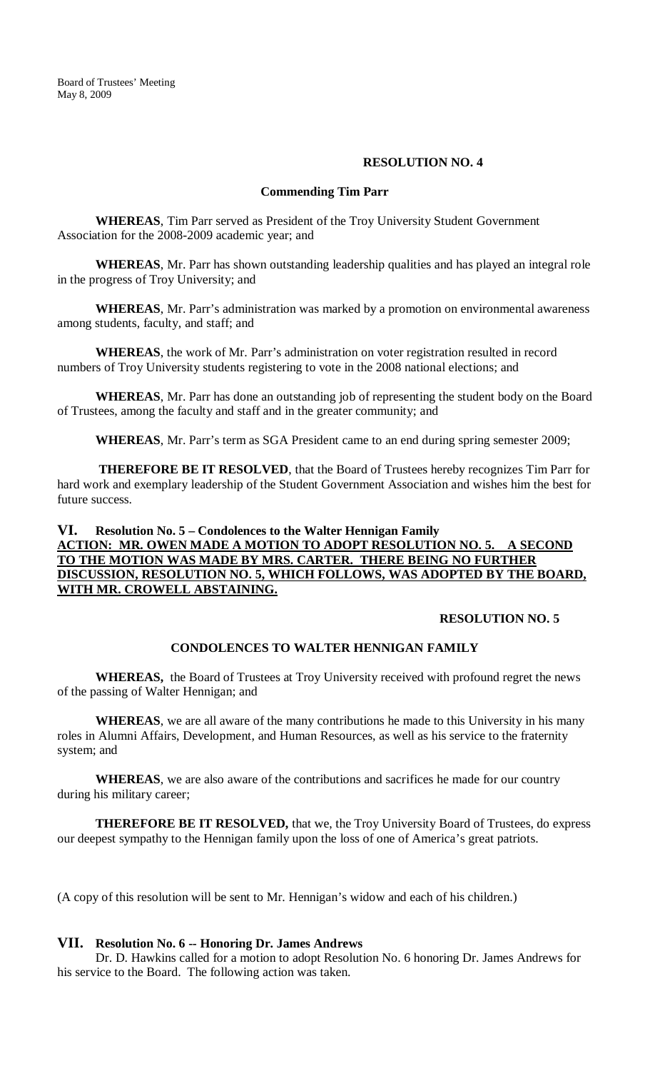**RESOLUTION NO. 4**

**Commending Tim Parr**

**WHEREAS**, Tim Parr served as President of the Troy University Student Government Association for the 2008-2009 academic year; and

**WHEREAS**, Mr. Parr has shown outstanding leadership qualities and has played an integral role in the progress of Troy University; and

**WHEREAS**, Mr. Parr's administration was marked by a promotion on environmental awareness among students, faculty, and staff; and

**WHEREAS**, the work of Mr. Parr's administration on voter registration resulted in record numbers of Troy University students registering to vote in the 2008 national elections; and

**WHEREAS**, Mr. Parr has done an outstanding job of representing the student body on the Board of Trustees, among the faculty and staff and in the greater community; and

**WHEREAS**, Mr. Parr's term as SGA President came to an end during spring semester 2009;

**THEREFORE BE IT RESOLVED**, that the Board of Trustees hereby recognizes Tim Parr for hard work and exemplary leadership of the Student Government Association and wishes him the best for future success.

## VI. Resolution No. 5 – Condolences to the Walter Hennigan Family

**ACTION: MR. OWEN MADE A MOTION TO ADOPT RESOLUTION NO. 5. A SECOND TO THE MOTION WAS MADE BY MRS. CARTER. THERE BEING NO FURTHER DISCUSSION, RESOLUTION NO. 5, WHICH FOLLOWS, WAS ADOPTED BY THE BOARD, WITH MR. CROWELL ABSTAINING.**

**RESOLUTION NO. 5**

**CONDOLENCES TO WALTER HENNIGAN FAMILY**

**WHEREAS,** the Board of Trustees at Troy University received with profound regret the news of the passing of Walter Hennigan; and

**WHEREAS**, we are all aware of the many contributions he made to this University in his many roles in Alumni Affairs, Development, and Human Resources, as well as his service to the fraternity system; and

**WHEREAS**, we are also aware of the contributions and sacrifices he made for our country during his military career;

**THEREFORE BE IT RESOLVED,** that we, the Troy University Board of Trustees, do express our deepest sympathy to the Hennigan family upon the loss of one of America's great patriots.

(A copy of this resolution will be sent to Mr. Hennigan's widow and each of his children.)

## VII. Resolution No. 6 -- Honoring Dr. James Andrews

Dr. D. Hawkins called for a motion to adopt Resolution No. 6 honoring Dr. James Andrews for his service to the Board. The following action was taken.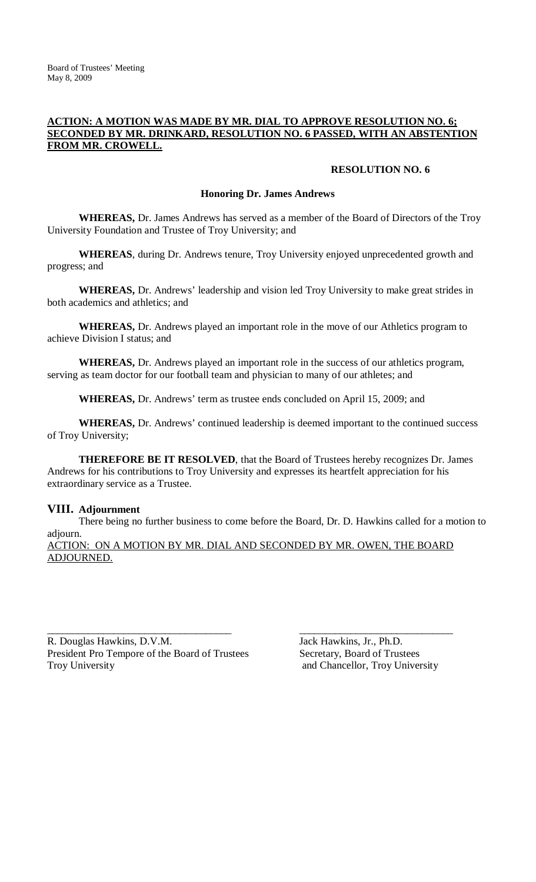**ACTION: A MOTION WAS MADE BY MR. DIAL TO APPROVE RESOLUTION NO. 6; SECONDED BY MR. DRINKARD, RESOLUTION NO. 6 PASSED, WITH AN ABSTENTION FROM MR. CROWELL.**

**RESOLUTION NO. 6**

**Honoring Dr. James Andrews**

**WHEREAS,** Dr. James Andrews has served as a member of the Board of Directors of the Troy University Foundation and Trustee of Troy University; and

**WHEREAS**, during Dr. Andrews tenure, Troy University enjoyed unprecedented growth and progress; and

**WHEREAS,** Dr. Andrews' leadership and vision led Troy University to make great strides in both academics and athletics; and

**WHEREAS,** Dr. Andrews played an important role in the move of our Athletics program to achieve Division I status; and

**WHEREAS,** Dr. Andrews played an important role in the success of our athletics program, serving as team doctor for our football team and physician to many of our athletes; and

**WHEREAS,** Dr. Andrews' term as trustee ends concluded on April 15, 2009; and

**WHEREAS,** Dr. Andrews' continued leadership is deemed important to the continued success of Troy University;

**THEREFORE BE IT RESOLVED**, that the Board of Trustees hereby recognizes Dr. James Andrews for his contributions to Troy University and expresses its heartfelt appreciation for his extraordinary service as a Trustee.

## VIII. Adjournment

There being no further business to come before the Board, Dr. D. Hawkins called for a motion to adjourn.

ACTION: ON A MOTION BY MR. DIAL AND SECONDED BY MR. OWEN, THE BOARD ADJOURNED.

\_\_\_\_\_\_\_\_\_\_\_\_\_\_\_\_\_\_\_\_\_\_\_\_\_\_\_\_\_\_\_\_\_\_\_\_
R. Douglas Hawkins, D.V.M.
President Pro Tempore of the Board of Trustees
Troy University

\_\_\_\_\_\_\_\_\_\_\_\_\_\_\_\_\_\_\_\_\_\_\_\_\_\_\_\_\_\_\_\_
Jack Hawkins, Jr., Ph.D.
Secretary, Board of Trustees
and Chancellor, Troy University